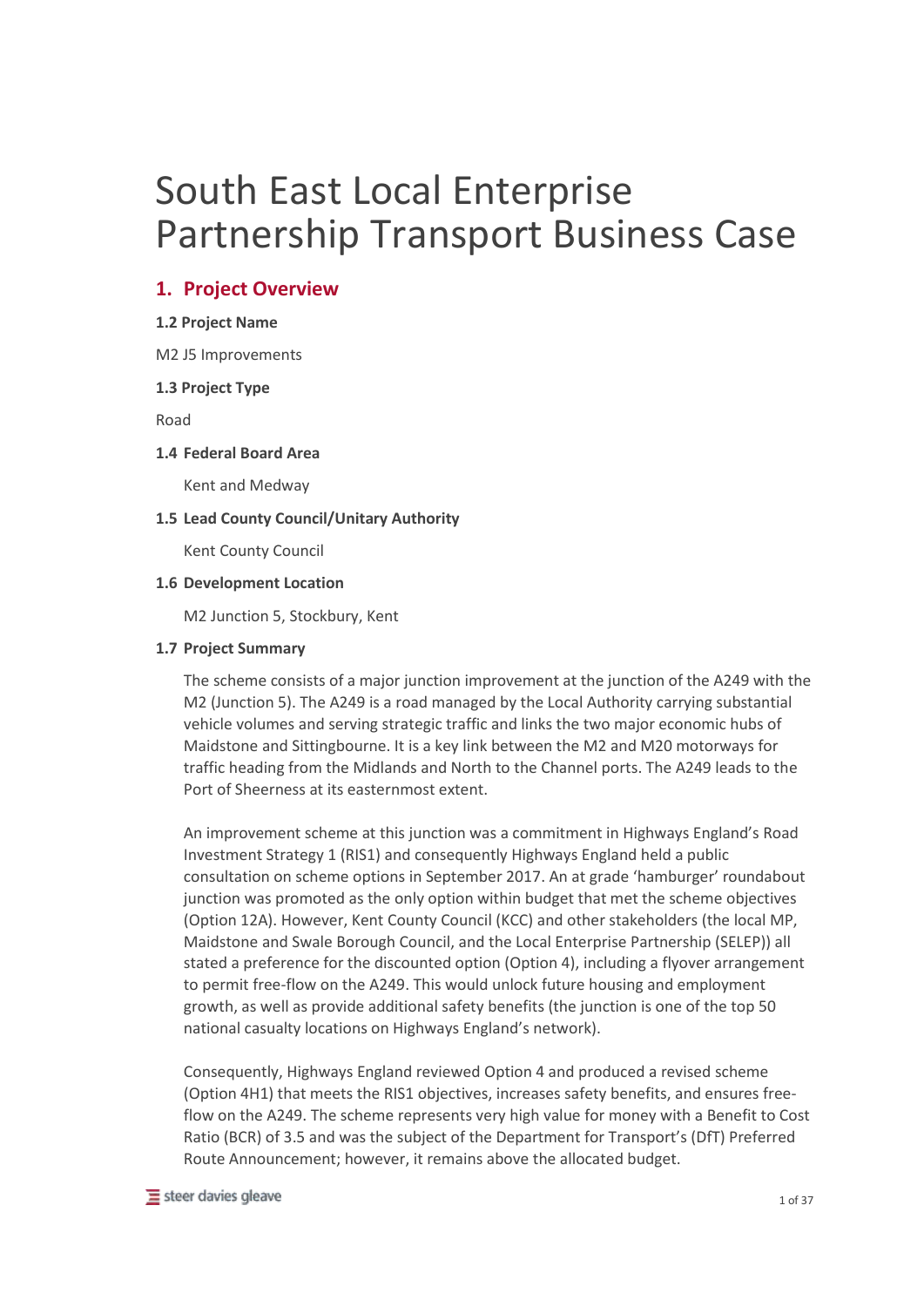# South East Local Enterprise Partnership Transport Business Case

## 1. Project Overview

### 1.2 Project Name

M2 J5 Improvements

### 1.3 Project Type

Road

### 1.4 Federal Board Area

Kent and Medway

### 1.5 Lead County Council/Unitary Authority

Kent County Council

### 1.6 Development Location

M2 Junction 5, Stockbury, Kent

### 1.7 Project Summary

The scheme consists of a major junction improvement at the junction of the A249 with the M2 (Junction 5). The A249 is a road managed by the Local Authority carrying substantial vehicle volumes and serving strategic traffic and links the two major economic hubs of Maidstone and Sittingbourne. It is a key link between the M2 and M20 motorways for traffic heading from the Midlands and North to the Channel ports. The A249 leads to the Port of Sheerness at its easternmost extent.

An improvement scheme at this junction was a commitment in Highways England's Road Investment Strategy 1 (RIS1) and consequently Highways England held a public consultation on scheme options in September 2017. An at grade 'hamburger' roundabout junction was promoted as the only option within budget that met the scheme objectives (Option 12A). However, Kent County Council (KCC) and other stakeholders (the local MP, Maidstone and Swale Borough Council, and the Local Enterprise Partnership (SELEP)) all stated a preference for the discounted option (Option 4), including a flyover arrangement to permit free-flow on the A249. This would unlock future housing and employment growth, as well as provide additional safety benefits (the junction is one of the top 50 national casualty locations on Highways England's network).

Consequently, Highways England reviewed Option 4 and produced a revised scheme (Option 4H1) that meets the RIS1 objectives, increases safety benefits, and ensures free-flow on the A249. The scheme represents very high value for money with a Benefit to Cost Ratio (BCR) of 3.5 and was the subject of the Department for Transport's (DfT) Preferred Route Announcement; however, it remains above the allocated budget.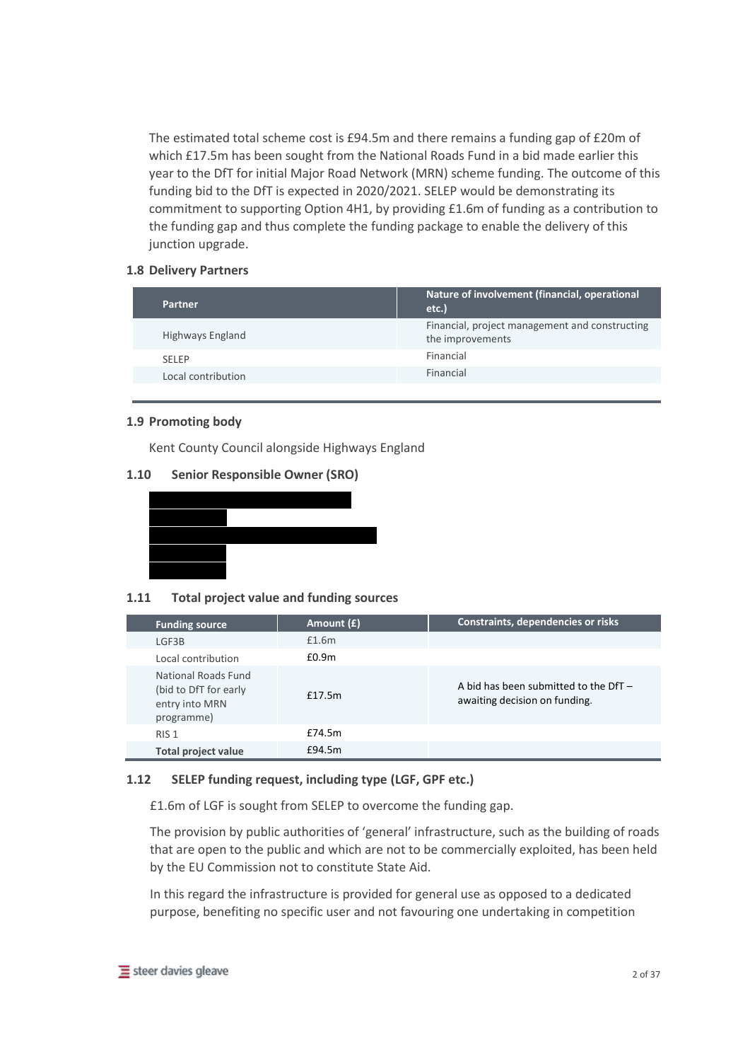The estimated total scheme cost is £94.5m and there remains a funding gap of £20m of which £17.5m has been sought from the National Roads Fund in a bid made earlier this year to the DfT for initial Major Road Network (MRN) scheme funding. The outcome of this funding bid to the DfT is expected in 2020/2021. SELEP would be demonstrating its commitment to supporting Option 4H1, by providing £1.6m of funding as a contribution to the funding gap and thus complete the funding package to enable the delivery of this junction upgrade.

### 1.8 Delivery Partners

| Partner | Nature of involvement (financial, operational etc.) |
|---|---|
| Highways England | Financial, project management and constructing the improvements |
| SELEP | Financial |
| Local contribution | Financial |

### 1.9 Promoting body

Kent County Council alongside Highways England

### 1.10 Senior Responsible Owner (SRO)

### 1.11 Total project value and funding sources

| Funding source | Amount (£) | Constraints, dependencies or risks |
|---|---|---|
| LGF3B | £1.6m | |
| Local contribution | £0.9m | |
| National Roads Fund (bid to DfT for early entry into MRN programme) | £17.5m | A bid has been submitted to the DfT – awaiting decision on funding. |
| RIS 1 | £74.5m | |
| **Total project value** | £94.5m | |

### 1.12 SELEP funding request, including type (LGF, GPF etc.)

£1.6m of LGF is sought from SELEP to overcome the funding gap.

The provision by public authorities of 'general' infrastructure, such as the building of roads that are open to the public and which are not to be commercially exploited, has been held by the EU Commission not to constitute State Aid.

In this regard the infrastructure is provided for general use as opposed to a dedicated purpose, benefiting no specific user and not favouring one undertaking in competition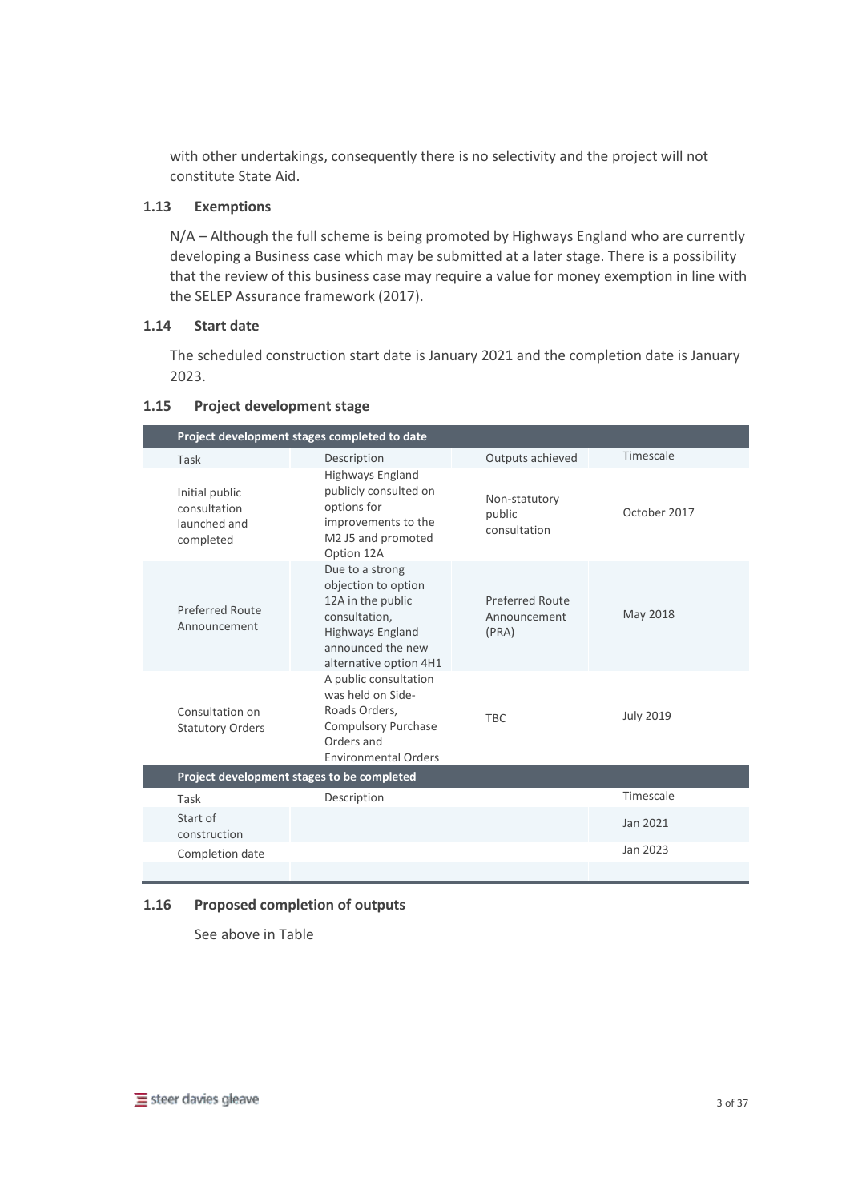with other undertakings, consequently there is no selectivity and the project will not constitute State Aid.

### 1.13 Exemptions

N/A – Although the full scheme is being promoted by Highways England who are currently developing a Business case which may be submitted at a later stage. There is a possibility that the review of this business case may require a value for money exemption in line with the SELEP Assurance framework (2017).

### 1.14 Start date

The scheduled construction start date is January 2021 and the completion date is January 2023.

### 1.15 Project development stage

| **Project development stages completed to date** | | | |
|---|---|---|---|
| Task | Description | Outputs achieved | Timescale |
| Initial public consultation launched and completed | Highways England publicly consulted on options for improvements to the M2 J5 and promoted Option 12A | Non-statutory public consultation | October 2017 |
| Preferred Route Announcement | Due to a strong objection to option 12A in the public consultation, Highways England announced the new alternative option 4H1 | Preferred Route Announcement (PRA) | May 2018 |
| Consultation on Statutory Orders | A public consultation was held on Side-Roads Orders, Compulsory Purchase Orders and Environmental Orders | TBC | July 2019 |
| **Project development stages to be completed** | | | |
| Task | Description | | Timescale |
| Start of construction | | | Jan 2021 |
| Completion date | | | Jan 2023 |
| | | | |

### 1.16 Proposed completion of outputs

See above in Table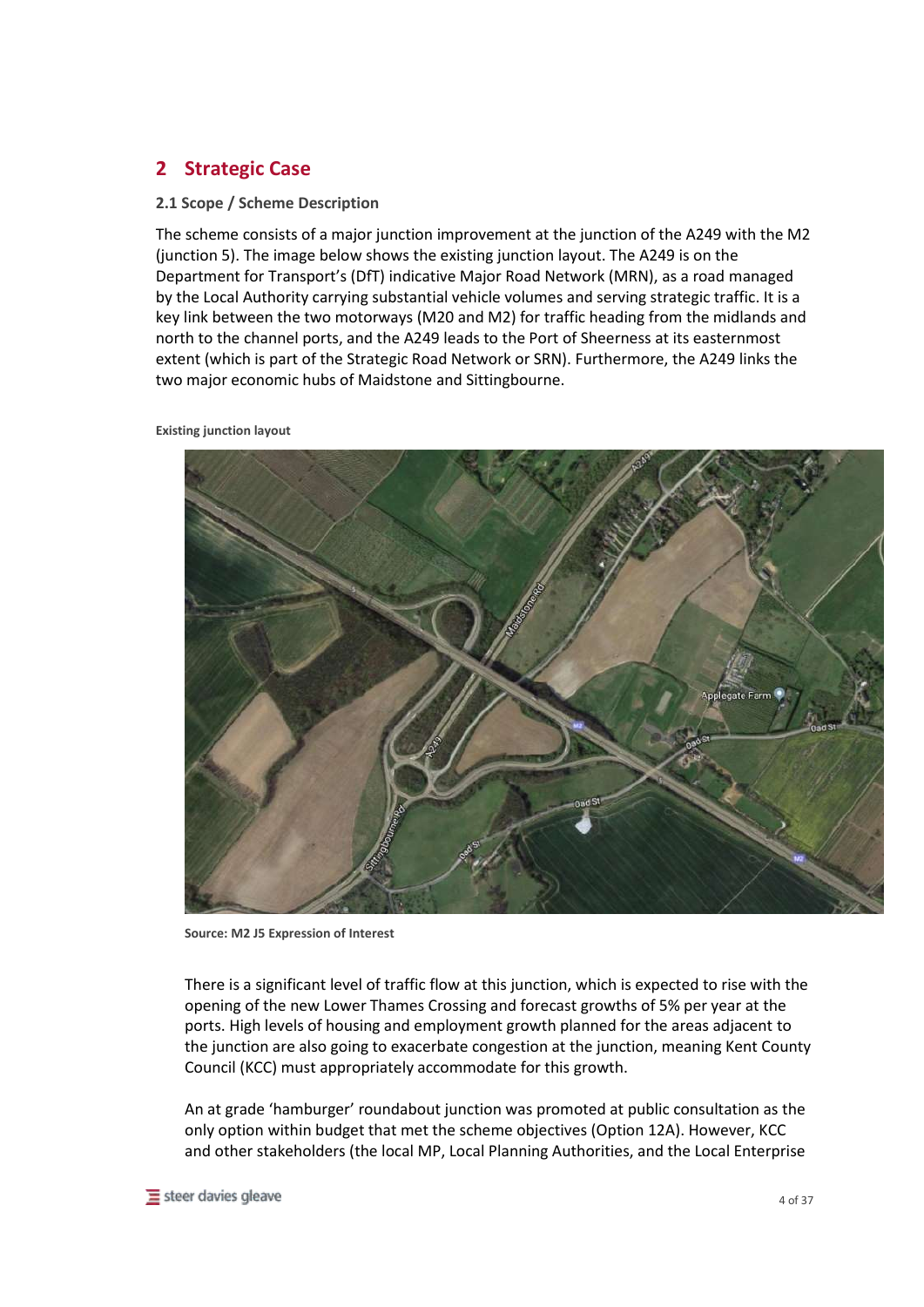# 2 Strategic Case

### 2.1 Scope / Scheme Description

The scheme consists of a major junction improvement at the junction of the A249 with the M2 (junction 5). The image below shows the existing junction layout. The A249 is on the Department for Transport's (DfT) indicative Major Road Network (MRN), as a road managed by the Local Authority carrying substantial vehicle volumes and serving strategic traffic. It is a key link between the two motorways (M20 and M2) for traffic heading from the midlands and north to the channel ports, and the A249 leads to the Port of Sheerness at its easternmost extent (which is part of the Strategic Road Network or SRN). Furthermore, the A249 links the two major economic hubs of Maidstone and Sittingbourne.

**Existing junction layout**

**Source: M2 J5 Expression of Interest**

There is a significant level of traffic flow at this junction, which is expected to rise with the opening of the new Lower Thames Crossing and forecast growths of 5% per year at the ports. High levels of housing and employment growth planned for the areas adjacent to the junction are also going to exacerbate congestion at the junction, meaning Kent County Council (KCC) must appropriately accommodate for this growth.

An at grade 'hamburger' roundabout junction was promoted at public consultation as the only option within budget that met the scheme objectives (Option 12A). However, KCC and other stakeholders (the local MP, Local Planning Authorities, and the Local Enterprise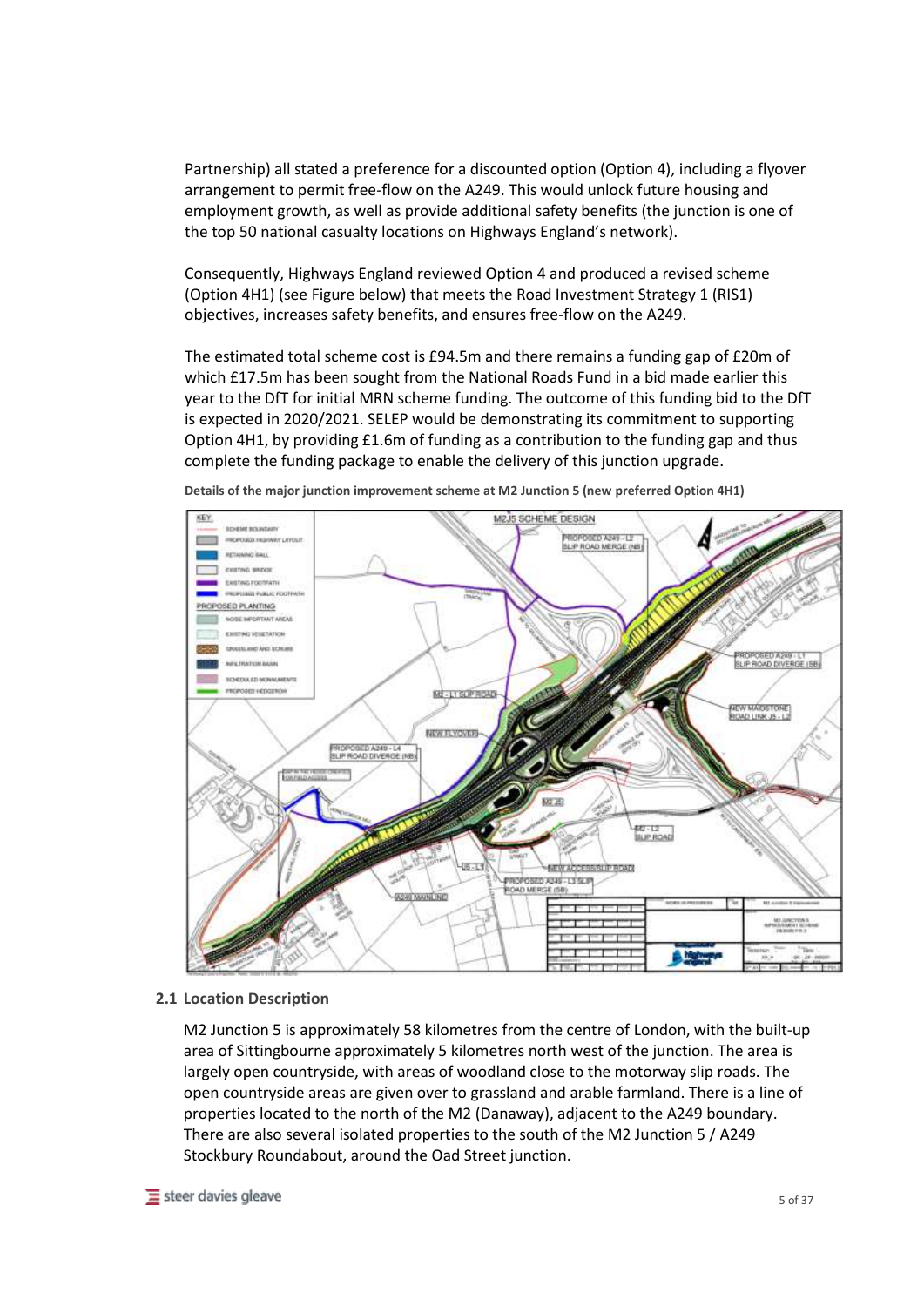Partnership) all stated a preference for a discounted option (Option 4), including a flyover arrangement to permit free-flow on the A249. This would unlock future housing and employment growth, as well as provide additional safety benefits (the junction is one of the top 50 national casualty locations on Highways England's network).

Consequently, Highways England reviewed Option 4 and produced a revised scheme (Option 4H1) (see Figure below) that meets the Road Investment Strategy 1 (RIS1) objectives, increases safety benefits, and ensures free-flow on the A249.

The estimated total scheme cost is £94.5m and there remains a funding gap of £20m of which £17.5m has been sought from the National Roads Fund in a bid made earlier this year to the DfT for initial MRN scheme funding. The outcome of this funding bid to the DfT is expected in 2020/2021. SELEP would be demonstrating its commitment to supporting Option 4H1, by providing £1.6m of funding as a contribution to the funding gap and thus complete the funding package to enable the delivery of this junction upgrade.

**Details of the major junction improvement scheme at M2 Junction 5 (new preferred Option 4H1)**

## 2.1 Location Description

M2 Junction 5 is approximately 58 kilometres from the centre of London, with the built-up area of Sittingbourne approximately 5 kilometres north west of the junction. The area is largely open countryside, with areas of woodland close to the motorway slip roads. The open countryside areas are given over to grassland and arable farmland. There is a line of properties located to the north of the M2 (Danaway), adjacent to the A249 boundary. There are also several isolated properties to the south of the M2 Junction 5 / A249 Stockbury Roundabout, around the Oad Street junction.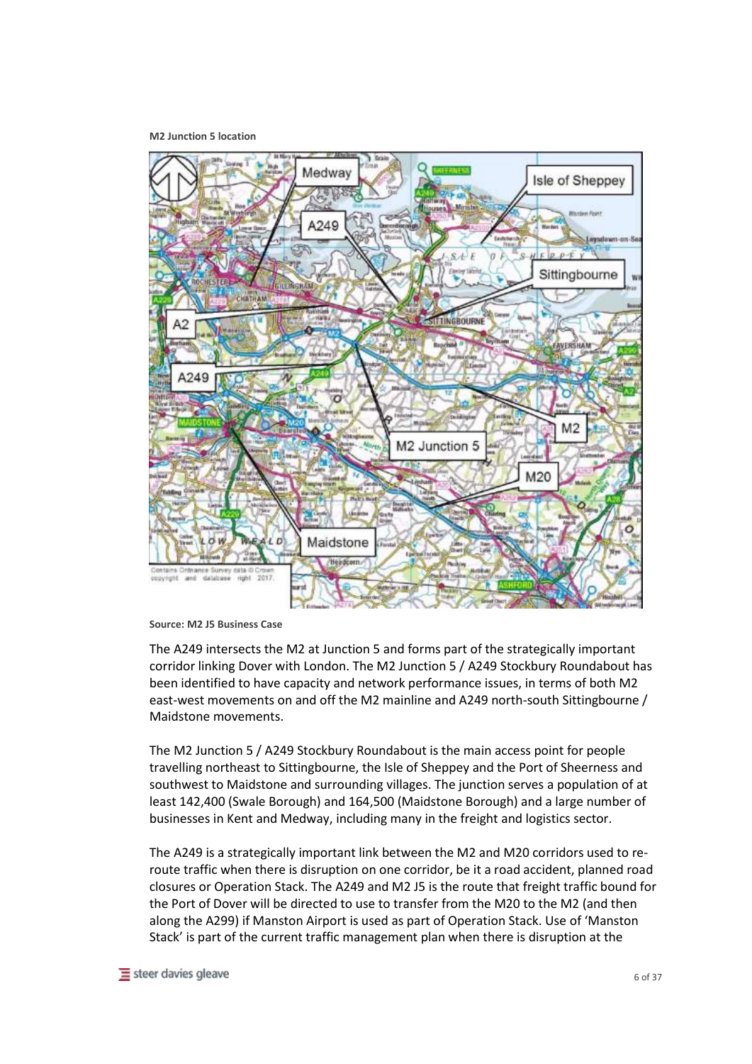**M2 Junction 5 location**

Source: M2 J5 Business Case

The A249 intersects the M2 at Junction 5 and forms part of the strategically important corridor linking Dover with London. The M2 Junction 5 / A249 Stockbury Roundabout has been identified to have capacity and network performance issues, in terms of both M2 east-west movements on and off the M2 mainline and A249 north-south Sittingbourne / Maidstone movements.

The M2 Junction 5 / A249 Stockbury Roundabout is the main access point for people travelling northeast to Sittingbourne, the Isle of Sheppey and the Port of Sheerness and southwest to Maidstone and surrounding villages. The junction serves a population of at least 142,400 (Swale Borough) and 164,500 (Maidstone Borough) and a large number of businesses in Kent and Medway, including many in the freight and logistics sector.

The A249 is a strategically important link between the M2 and M20 corridors used to re-route traffic when there is disruption on one corridor, be it a road accident, planned road closures or Operation Stack. The A249 and M2 J5 is the route that freight traffic bound for the Port of Dover will be directed to use to transfer from the M20 to the M2 (and then along the A299) if Manston Airport is used as part of Operation Stack. Use of 'Manston Stack' is part of the current traffic management plan when there is disruption at the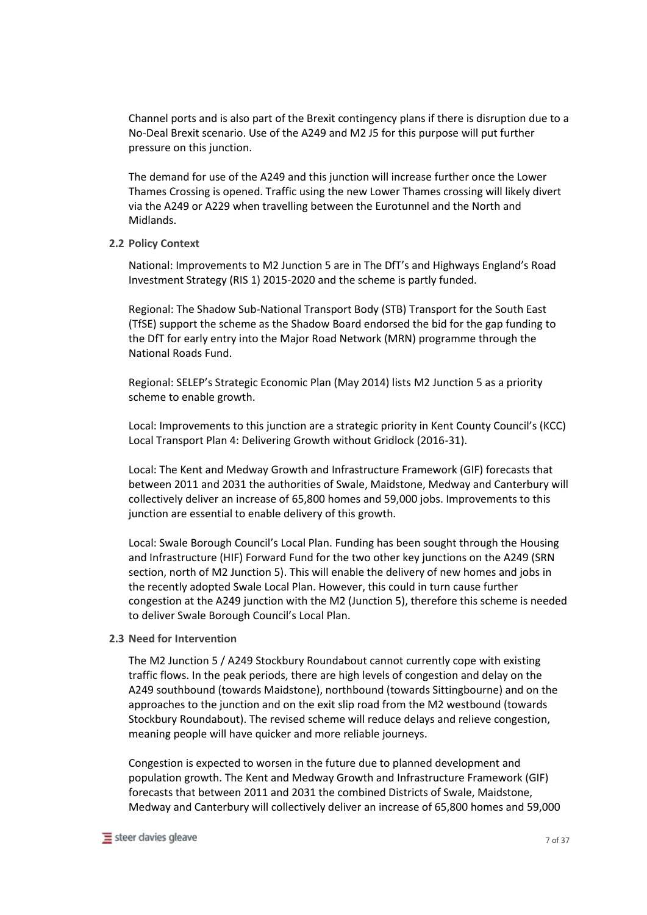Channel ports and is also part of the Brexit contingency plans if there is disruption due to a No-Deal Brexit scenario. Use of the A249 and M2 J5 for this purpose will put further pressure on this junction.

The demand for use of the A249 and this junction will increase further once the Lower Thames Crossing is opened. Traffic using the new Lower Thames crossing will likely divert via the A249 or A229 when travelling between the Eurotunnel and the North and Midlands.

### 2.2 Policy Context

National: Improvements to M2 Junction 5 are in The DfT's and Highways England's Road Investment Strategy (RIS 1) 2015-2020 and the scheme is partly funded.

Regional: The Shadow Sub-National Transport Body (STB) Transport for the South East (TfSE) support the scheme as the Shadow Board endorsed the bid for the gap funding to the DfT for early entry into the Major Road Network (MRN) programme through the National Roads Fund.

Regional: SELEP's Strategic Economic Plan (May 2014) lists M2 Junction 5 as a priority scheme to enable growth.

Local: Improvements to this junction are a strategic priority in Kent County Council's (KCC) Local Transport Plan 4: Delivering Growth without Gridlock (2016-31).

Local: The Kent and Medway Growth and Infrastructure Framework (GIF) forecasts that between 2011 and 2031 the authorities of Swale, Maidstone, Medway and Canterbury will collectively deliver an increase of 65,800 homes and 59,000 jobs. Improvements to this junction are essential to enable delivery of this growth.

Local: Swale Borough Council's Local Plan. Funding has been sought through the Housing and Infrastructure (HIF) Forward Fund for the two other key junctions on the A249 (SRN section, north of M2 Junction 5). This will enable the delivery of new homes and jobs in the recently adopted Swale Local Plan. However, this could in turn cause further congestion at the A249 junction with the M2 (Junction 5), therefore this scheme is needed to deliver Swale Borough Council's Local Plan.

### 2.3 Need for Intervention

The M2 Junction 5 / A249 Stockbury Roundabout cannot currently cope with existing traffic flows. In the peak periods, there are high levels of congestion and delay on the A249 southbound (towards Maidstone), northbound (towards Sittingbourne) and on the approaches to the junction and on the exit slip road from the M2 westbound (towards Stockbury Roundabout). The revised scheme will reduce delays and relieve congestion, meaning people will have quicker and more reliable journeys.

Congestion is expected to worsen in the future due to planned development and population growth. The Kent and Medway Growth and Infrastructure Framework (GIF) forecasts that between 2011 and 2031 the combined Districts of Swale, Maidstone, Medway and Canterbury will collectively deliver an increase of 65,800 homes and 59,000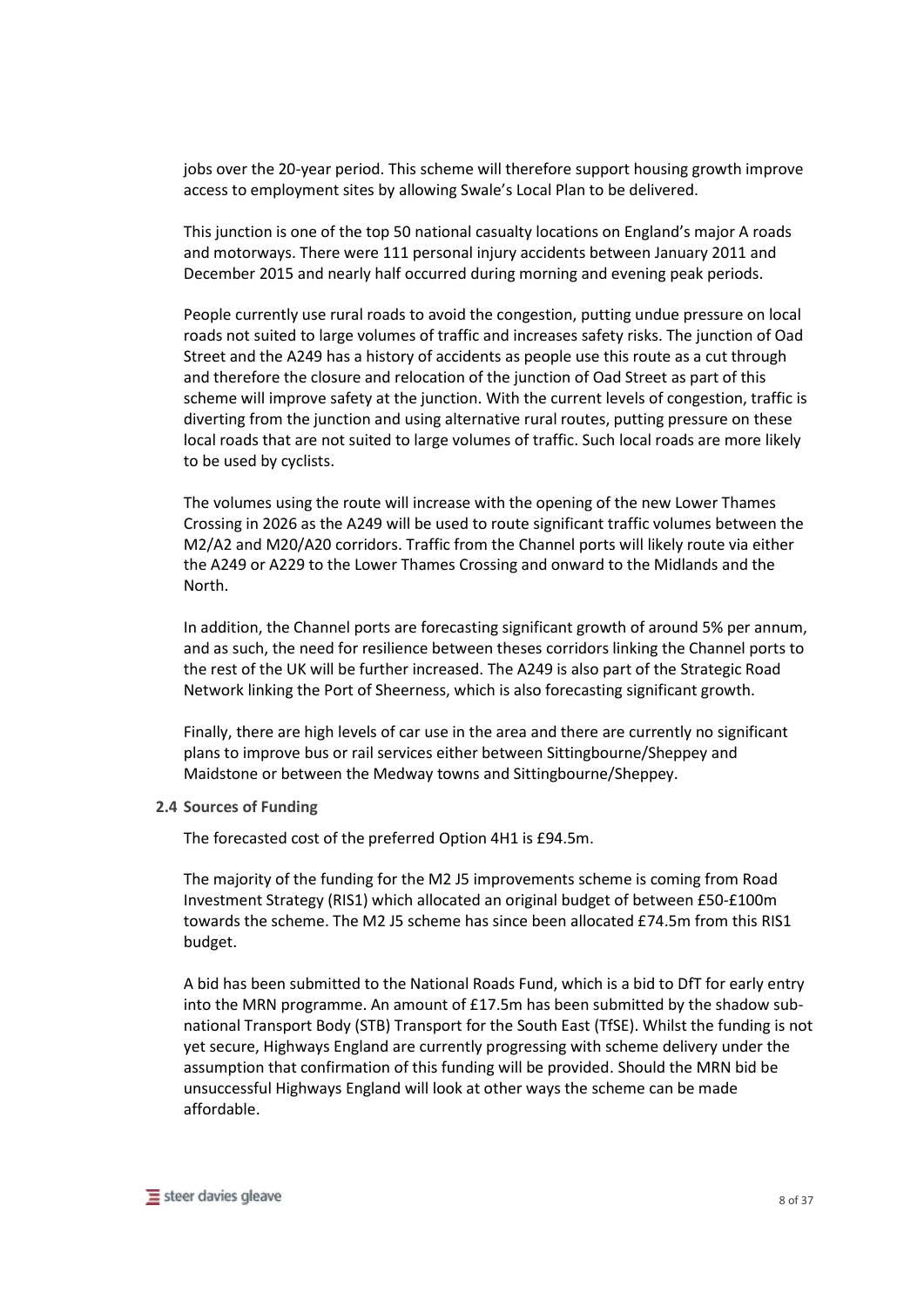jobs over the 20-year period. This scheme will therefore support housing growth improve access to employment sites by allowing Swale's Local Plan to be delivered.

This junction is one of the top 50 national casualty locations on England's major A roads and motorways. There were 111 personal injury accidents between January 2011 and December 2015 and nearly half occurred during morning and evening peak periods.

People currently use rural roads to avoid the congestion, putting undue pressure on local roads not suited to large volumes of traffic and increases safety risks. The junction of Oad Street and the A249 has a history of accidents as people use this route as a cut through and therefore the closure and relocation of the junction of Oad Street as part of this scheme will improve safety at the junction. With the current levels of congestion, traffic is diverting from the junction and using alternative rural routes, putting pressure on these local roads that are not suited to large volumes of traffic. Such local roads are more likely to be used by cyclists.

The volumes using the route will increase with the opening of the new Lower Thames Crossing in 2026 as the A249 will be used to route significant traffic volumes between the M2/A2 and M20/A20 corridors. Traffic from the Channel ports will likely route via either the A249 or A229 to the Lower Thames Crossing and onward to the Midlands and the North.

In addition, the Channel ports are forecasting significant growth of around 5% per annum, and as such, the need for resilience between theses corridors linking the Channel ports to the rest of the UK will be further increased. The A249 is also part of the Strategic Road Network linking the Port of Sheerness, which is also forecasting significant growth.

Finally, there are high levels of car use in the area and there are currently no significant plans to improve bus or rail services either between Sittingbourne/Sheppey and Maidstone or between the Medway towns and Sittingbourne/Sheppey.

### 2.4 Sources of Funding

The forecasted cost of the preferred Option 4H1 is £94.5m.

The majority of the funding for the M2 J5 improvements scheme is coming from Road Investment Strategy (RIS1) which allocated an original budget of between £50-£100m towards the scheme. The M2 J5 scheme has since been allocated £74.5m from this RIS1 budget.

A bid has been submitted to the National Roads Fund, which is a bid to DfT for early entry into the MRN programme. An amount of £17.5m has been submitted by the shadow sub-national Transport Body (STB) Transport for the South East (TfSE). Whilst the funding is not yet secure, Highways England are currently progressing with scheme delivery under the assumption that confirmation of this funding will be provided. Should the MRN bid be unsuccessful Highways England will look at other ways the scheme can be made affordable.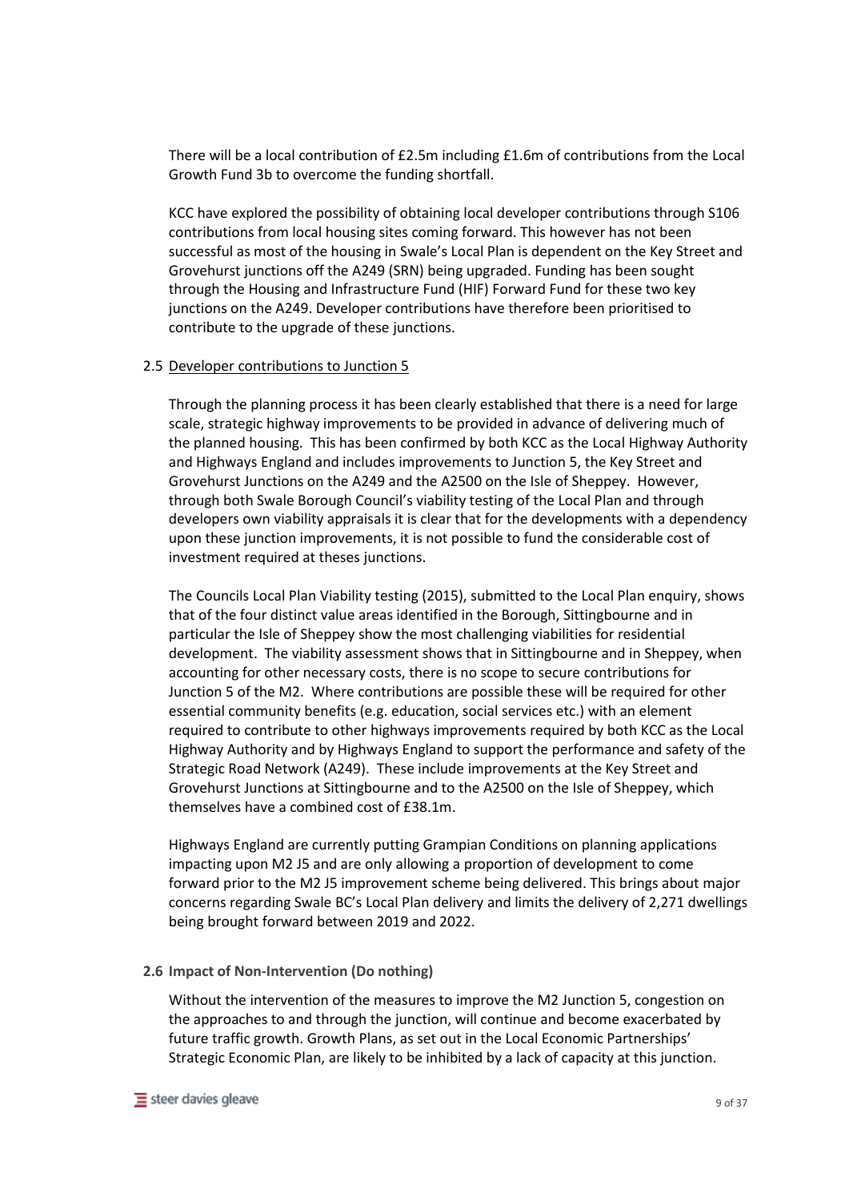There will be a local contribution of £2.5m including £1.6m of contributions from the Local Growth Fund 3b to overcome the funding shortfall.

KCC have explored the possibility of obtaining local developer contributions through S106 contributions from local housing sites coming forward. This however has not been successful as most of the housing in Swale's Local Plan is dependent on the Key Street and Grovehurst junctions off the A249 (SRN) being upgraded. Funding has been sought through the Housing and Infrastructure Fund (HIF) Forward Fund for these two key junctions on the A249. Developer contributions have therefore been prioritised to contribute to the upgrade of these junctions.

### 2.5 Developer contributions to Junction 5

Through the planning process it has been clearly established that there is a need for large scale, strategic highway improvements to be provided in advance of delivering much of the planned housing. This has been confirmed by both KCC as the Local Highway Authority and Highways England and includes improvements to Junction 5, the Key Street and Grovehurst Junctions on the A249 and the A2500 on the Isle of Sheppey. However, through both Swale Borough Council's viability testing of the Local Plan and through developers own viability appraisals it is clear that for the developments with a dependency upon these junction improvements, it is not possible to fund the considerable cost of investment required at theses junctions.

The Councils Local Plan Viability testing (2015), submitted to the Local Plan enquiry, shows that of the four distinct value areas identified in the Borough, Sittingbourne and in particular the Isle of Sheppey show the most challenging viabilities for residential development. The viability assessment shows that in Sittingbourne and in Sheppey, when accounting for other necessary costs, there is no scope to secure contributions for Junction 5 of the M2. Where contributions are possible these will be required for other essential community benefits (e.g. education, social services etc.) with an element required to contribute to other highways improvements required by both KCC as the Local Highway Authority and by Highways England to support the performance and safety of the Strategic Road Network (A249). These include improvements at the Key Street and Grovehurst Junctions at Sittingbourne and to the A2500 on the Isle of Sheppey, which themselves have a combined cost of £38.1m.

Highways England are currently putting Grampian Conditions on planning applications impacting upon M2 J5 and are only allowing a proportion of development to come forward prior to the M2 J5 improvement scheme being delivered. This brings about major concerns regarding Swale BC's Local Plan delivery and limits the delivery of 2,271 dwellings being brought forward between 2019 and 2022.

### 2.6 Impact of Non-Intervention (Do nothing)

Without the intervention of the measures to improve the M2 Junction 5, congestion on the approaches to and through the junction, will continue and become exacerbated by future traffic growth. Growth Plans, as set out in the Local Economic Partnerships' Strategic Economic Plan, are likely to be inhibited by a lack of capacity at this junction.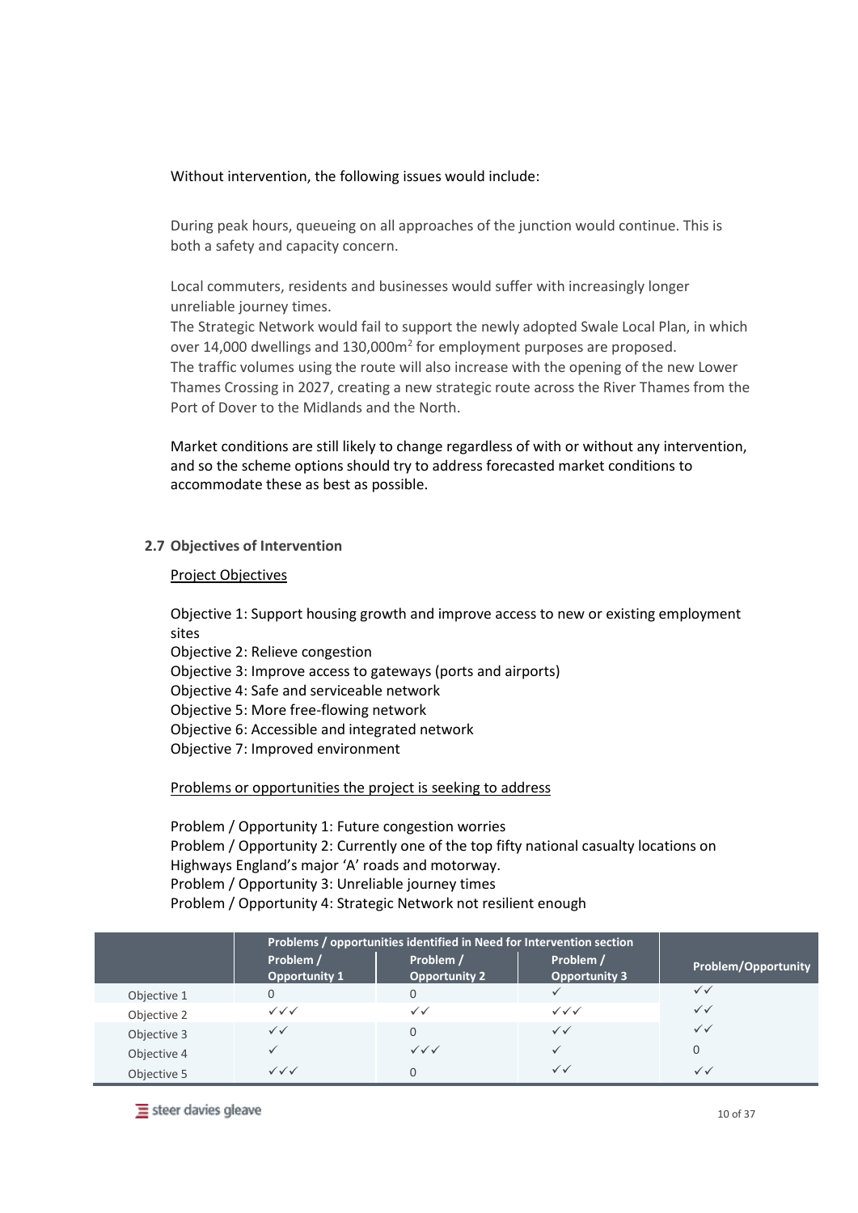Without intervention, the following issues would include:

During peak hours, queueing on all approaches of the junction would continue. This is both a safety and capacity concern.

Local commuters, residents and businesses would suffer with increasingly longer unreliable journey times.
The Strategic Network would fail to support the newly adopted Swale Local Plan, in which over 14,000 dwellings and 130,000m$^2$ for employment purposes are proposed.
The traffic volumes using the route will also increase with the opening of the new Lower Thames Crossing in 2027, creating a new strategic route across the River Thames from the Port of Dover to the Midlands and the North.

Market conditions are still likely to change regardless of with or without any intervention, and so the scheme options should try to address forecasted market conditions to accommodate these as best as possible.

### 2.7 Objectives of Intervention

Project Objectives

Objective 1: Support housing growth and improve access to new or existing employment sites
Objective 2: Relieve congestion
Objective 3: Improve access to gateways (ports and airports)
Objective 4: Safe and serviceable network
Objective 5: More free-flowing network
Objective 6: Accessible and integrated network
Objective 7: Improved environment

Problems or opportunities the project is seeking to address

Problem / Opportunity 1: Future congestion worries
Problem / Opportunity 2: Currently one of the top fifty national casualty locations on Highways England's major 'A' roads and motorway.
Problem / Opportunity 3: Unreliable journey times
Problem / Opportunity 4: Strategic Network not resilient enough

| | Problems / opportunities identified in Need for Intervention section | | | Problem/Opportunity |
|---|---|---|---|---|
| | Problem / Opportunity 1 | Problem / Opportunity 2 | Problem / Opportunity 3 | |
| Objective 1 | 0 | 0 | ✓ | ✓✓ |
| Objective 2 | ✓✓✓ | ✓✓ | ✓✓✓ | ✓✓ |
| Objective 3 | ✓✓ | 0 | ✓✓ | ✓✓ |
| Objective 4 | ✓ | ✓✓✓ | ✓ | 0 |
| Objective 5 | ✓✓✓ | 0 | ✓✓ | ✓✓ |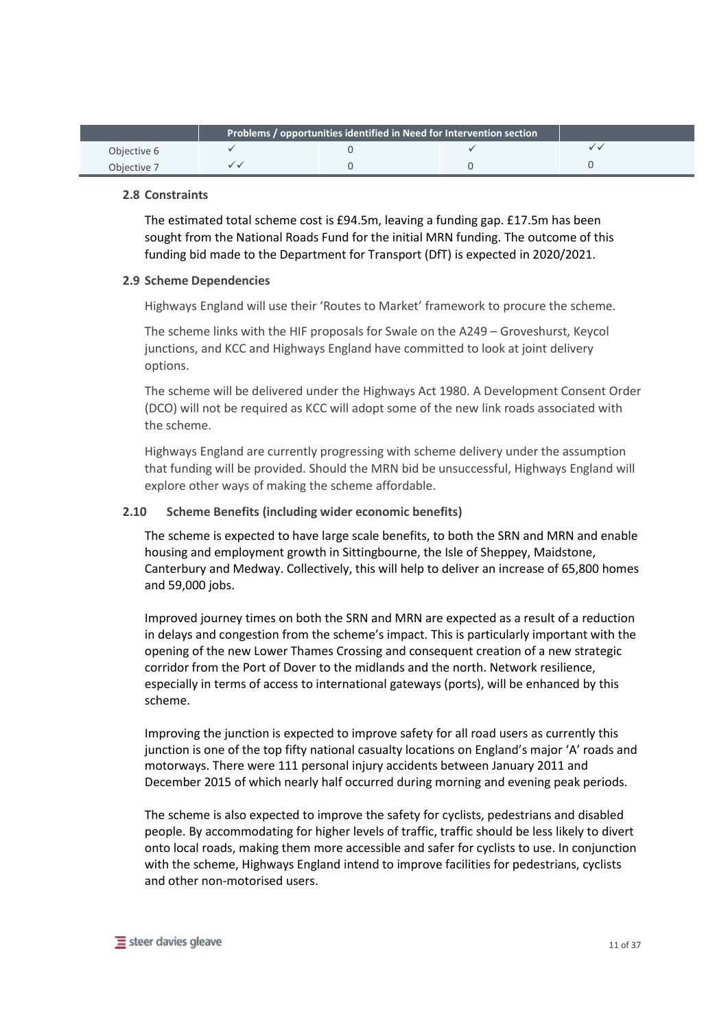| | Problems / opportunities identified in Need for Intervention section | | | |
|---|---|---|---|---|
| Objective 6 | ✓ | 0 | ✓ | ✓✓ |
| Objective 7 | ✓✓ | 0 | 0 | 0 |

### 2.8 Constraints

The estimated total scheme cost is £94.5m, leaving a funding gap. £17.5m has been sought from the National Roads Fund for the initial MRN funding. The outcome of this funding bid made to the Department for Transport (DfT) is expected in 2020/2021.

### 2.9 Scheme Dependencies

Highways England will use their 'Routes to Market' framework to procure the scheme.

The scheme links with the HIF proposals for Swale on the A249 – Groveshurst, Keycol junctions, and KCC and Highways England have committed to look at joint delivery options.

The scheme will be delivered under the Highways Act 1980. A Development Consent Order (DCO) will not be required as KCC will adopt some of the new link roads associated with the scheme.

Highways England are currently progressing with scheme delivery under the assumption that funding will be provided. Should the MRN bid be unsuccessful, Highways England will explore other ways of making the scheme affordable.

### 2.10 Scheme Benefits (including wider economic benefits)

The scheme is expected to have large scale benefits, to both the SRN and MRN and enable housing and employment growth in Sittingbourne, the Isle of Sheppey, Maidstone, Canterbury and Medway. Collectively, this will help to deliver an increase of 65,800 homes and 59,000 jobs.

Improved journey times on both the SRN and MRN are expected as a result of a reduction in delays and congestion from the scheme's impact. This is particularly important with the opening of the new Lower Thames Crossing and consequent creation of a new strategic corridor from the Port of Dover to the midlands and the north. Network resilience, especially in terms of access to international gateways (ports), will be enhanced by this scheme.

Improving the junction is expected to improve safety for all road users as currently this junction is one of the top fifty national casualty locations on England's major 'A' roads and motorways. There were 111 personal injury accidents between January 2011 and December 2015 of which nearly half occurred during morning and evening peak periods.

The scheme is also expected to improve the safety for cyclists, pedestrians and disabled people. By accommodating for higher levels of traffic, traffic should be less likely to divert onto local roads, making them more accessible and safer for cyclists to use. In conjunction with the scheme, Highways England intend to improve facilities for pedestrians, cyclists and other non-motorised users.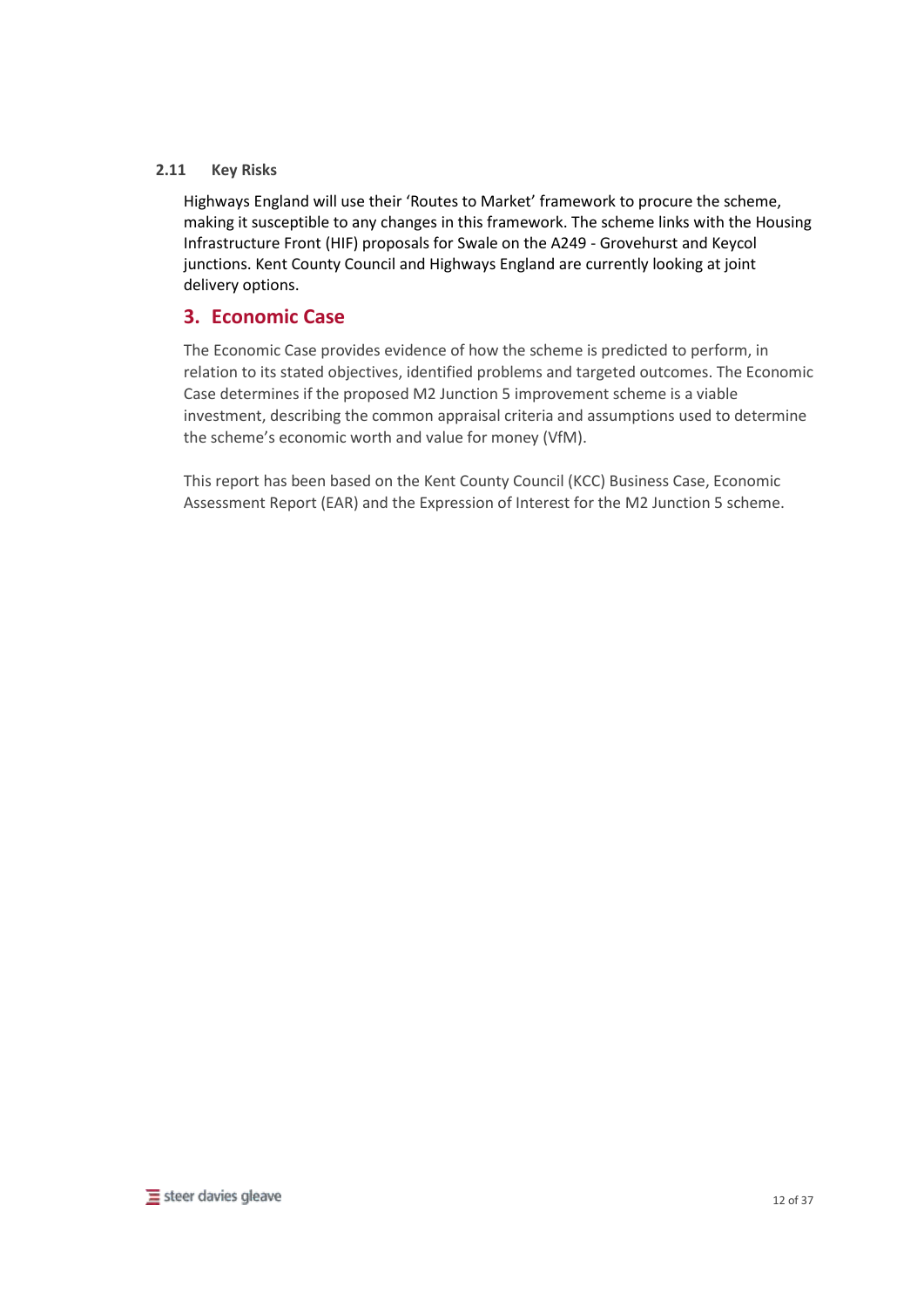### 2.11 Key Risks

Highways England will use their 'Routes to Market' framework to procure the scheme, making it susceptible to any changes in this framework. The scheme links with the Housing Infrastructure Front (HIF) proposals for Swale on the A249 - Grovehurst and Keycol junctions. Kent County Council and Highways England are currently looking at joint delivery options.

## 3. Economic Case

The Economic Case provides evidence of how the scheme is predicted to perform, in relation to its stated objectives, identified problems and targeted outcomes. The Economic Case determines if the proposed M2 Junction 5 improvement scheme is a viable investment, describing the common appraisal criteria and assumptions used to determine the scheme's economic worth and value for money (VfM).

This report has been based on the Kent County Council (KCC) Business Case, Economic Assessment Report (EAR) and the Expression of Interest for the M2 Junction 5 scheme.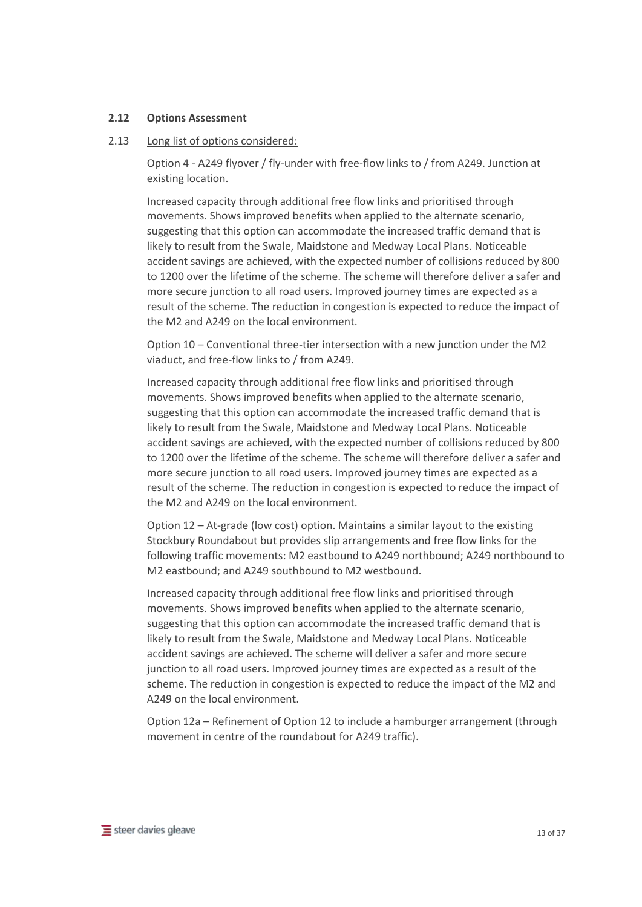**2.12 Options Assessment**

2.13 <u>Long list of options considered:</u>

Option 4 - A249 flyover / fly-under with free-flow links to / from A249. Junction at existing location.

Increased capacity through additional free flow links and prioritised through movements. Shows improved benefits when applied to the alternate scenario, suggesting that this option can accommodate the increased traffic demand that is likely to result from the Swale, Maidstone and Medway Local Plans. Noticeable accident savings are achieved, with the expected number of collisions reduced by 800 to 1200 over the lifetime of the scheme. The scheme will therefore deliver a safer and more secure junction to all road users. Improved journey times are expected as a result of the scheme. The reduction in congestion is expected to reduce the impact of the M2 and A249 on the local environment.

Option 10 – Conventional three-tier intersection with a new junction under the M2 viaduct, and free-flow links to / from A249.

Increased capacity through additional free flow links and prioritised through movements. Shows improved benefits when applied to the alternate scenario, suggesting that this option can accommodate the increased traffic demand that is likely to result from the Swale, Maidstone and Medway Local Plans. Noticeable accident savings are achieved, with the expected number of collisions reduced by 800 to 1200 over the lifetime of the scheme. The scheme will therefore deliver a safer and more secure junction to all road users. Improved journey times are expected as a result of the scheme. The reduction in congestion is expected to reduce the impact of the M2 and A249 on the local environment.

Option 12 – At-grade (low cost) option. Maintains a similar layout to the existing Stockbury Roundabout but provides slip arrangements and free flow links for the following traffic movements: M2 eastbound to A249 northbound; A249 northbound to M2 eastbound; and A249 southbound to M2 westbound.

Increased capacity through additional free flow links and prioritised through movements. Shows improved benefits when applied to the alternate scenario, suggesting that this option can accommodate the increased traffic demand that is likely to result from the Swale, Maidstone and Medway Local Plans. Noticeable accident savings are achieved. The scheme will deliver a safer and more secure junction to all road users. Improved journey times are expected as a result of the scheme. The reduction in congestion is expected to reduce the impact of the M2 and A249 on the local environment.

Option 12a – Refinement of Option 12 to include a hamburger arrangement (through movement in centre of the roundabout for A249 traffic).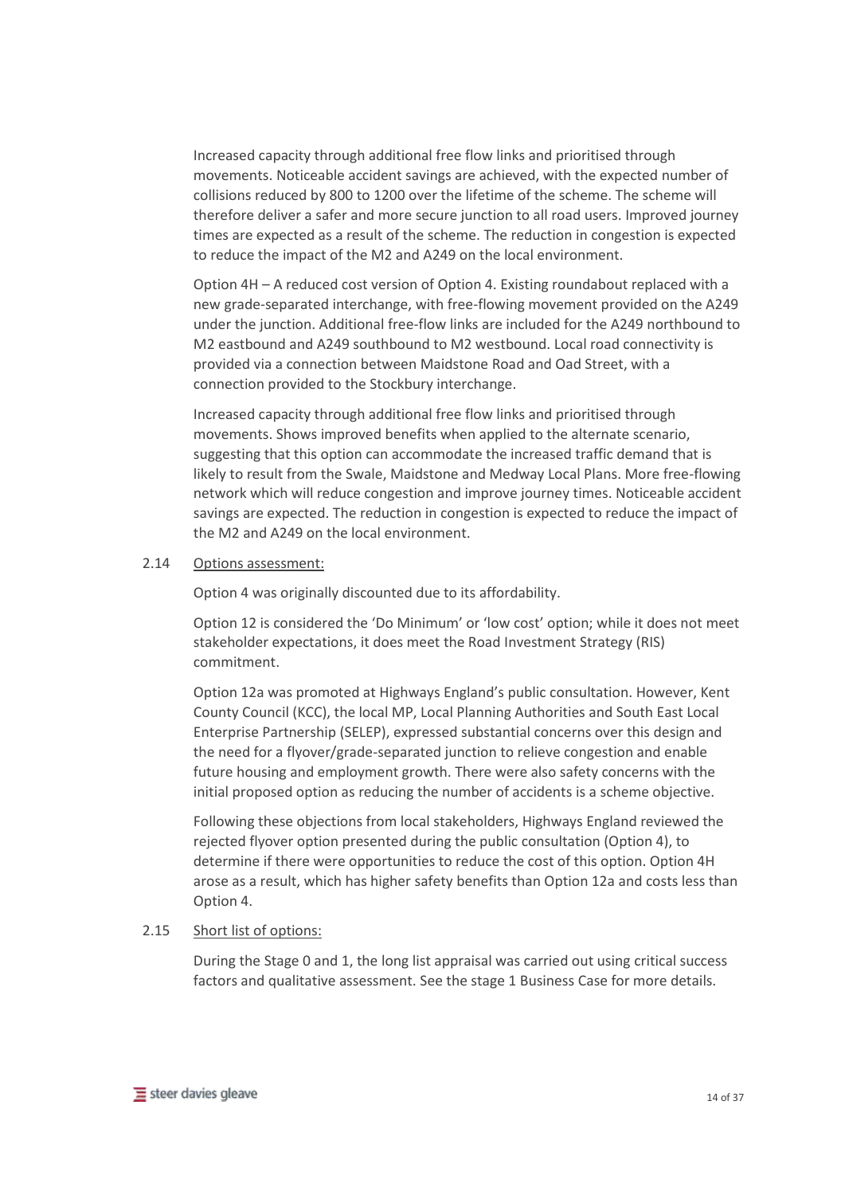Increased capacity through additional free flow links and prioritised through movements. Noticeable accident savings are achieved, with the expected number of collisions reduced by 800 to 1200 over the lifetime of the scheme. The scheme will therefore deliver a safer and more secure junction to all road users. Improved journey times are expected as a result of the scheme. The reduction in congestion is expected to reduce the impact of the M2 and A249 on the local environment.

Option 4H – A reduced cost version of Option 4. Existing roundabout replaced with a new grade-separated interchange, with free-flowing movement provided on the A249 under the junction. Additional free-flow links are included for the A249 northbound to M2 eastbound and A249 southbound to M2 westbound. Local road connectivity is provided via a connection between Maidstone Road and Oad Street, with a connection provided to the Stockbury interchange.

Increased capacity through additional free flow links and prioritised through movements. Shows improved benefits when applied to the alternate scenario, suggesting that this option can accommodate the increased traffic demand that is likely to result from the Swale, Maidstone and Medway Local Plans. More free-flowing network which will reduce congestion and improve journey times. Noticeable accident savings are expected. The reduction in congestion is expected to reduce the impact of the M2 and A249 on the local environment.

2.14 Options assessment:

Option 4 was originally discounted due to its affordability.

Option 12 is considered the 'Do Minimum' or 'low cost' option; while it does not meet stakeholder expectations, it does meet the Road Investment Strategy (RIS) commitment.

Option 12a was promoted at Highways England's public consultation. However, Kent County Council (KCC), the local MP, Local Planning Authorities and South East Local Enterprise Partnership (SELEP), expressed substantial concerns over this design and the need for a flyover/grade-separated junction to relieve congestion and enable future housing and employment growth. There were also safety concerns with the initial proposed option as reducing the number of accidents is a scheme objective.

Following these objections from local stakeholders, Highways England reviewed the rejected flyover option presented during the public consultation (Option 4), to determine if there were opportunities to reduce the cost of this option. Option 4H arose as a result, which has higher safety benefits than Option 12a and costs less than Option 4.

2.15 Short list of options:

During the Stage 0 and 1, the long list appraisal was carried out using critical success factors and qualitative assessment. See the stage 1 Business Case for more details.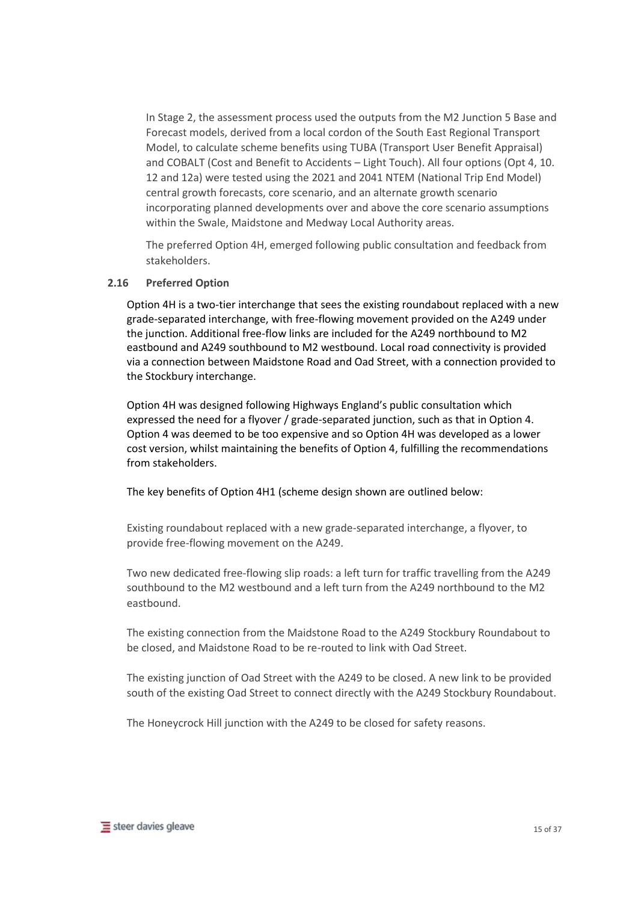In Stage 2, the assessment process used the outputs from the M2 Junction 5 Base and Forecast models, derived from a local cordon of the South East Regional Transport Model, to calculate scheme benefits using TUBA (Transport User Benefit Appraisal) and COBALT (Cost and Benefit to Accidents – Light Touch). All four options (Opt 4, 10. 12 and 12a) were tested using the 2021 and 2041 NTEM (National Trip End Model) central growth forecasts, core scenario, and an alternate growth scenario incorporating planned developments over and above the core scenario assumptions within the Swale, Maidstone and Medway Local Authority areas.

The preferred Option 4H, emerged following public consultation and feedback from stakeholders.

### 2.16 Preferred Option

Option 4H is a two-tier interchange that sees the existing roundabout replaced with a new grade-separated interchange, with free-flowing movement provided on the A249 under the junction. Additional free-flow links are included for the A249 northbound to M2 eastbound and A249 southbound to M2 westbound. Local road connectivity is provided via a connection between Maidstone Road and Oad Street, with a connection provided to the Stockbury interchange.

Option 4H was designed following Highways England's public consultation which expressed the need for a flyover / grade-separated junction, such as that in Option 4. Option 4 was deemed to be too expensive and so Option 4H was developed as a lower cost version, whilst maintaining the benefits of Option 4, fulfilling the recommendations from stakeholders.

The key benefits of Option 4H1 (scheme design shown are outlined below:

Existing roundabout replaced with a new grade-separated interchange, a flyover, to provide free-flowing movement on the A249.

Two new dedicated free-flowing slip roads: a left turn for traffic travelling from the A249 southbound to the M2 westbound and a left turn from the A249 northbound to the M2 eastbound.

The existing connection from the Maidstone Road to the A249 Stockbury Roundabout to be closed, and Maidstone Road to be re-routed to link with Oad Street.

The existing junction of Oad Street with the A249 to be closed. A new link to be provided south of the existing Oad Street to connect directly with the A249 Stockbury Roundabout.

The Honeycrock Hill junction with the A249 to be closed for safety reasons.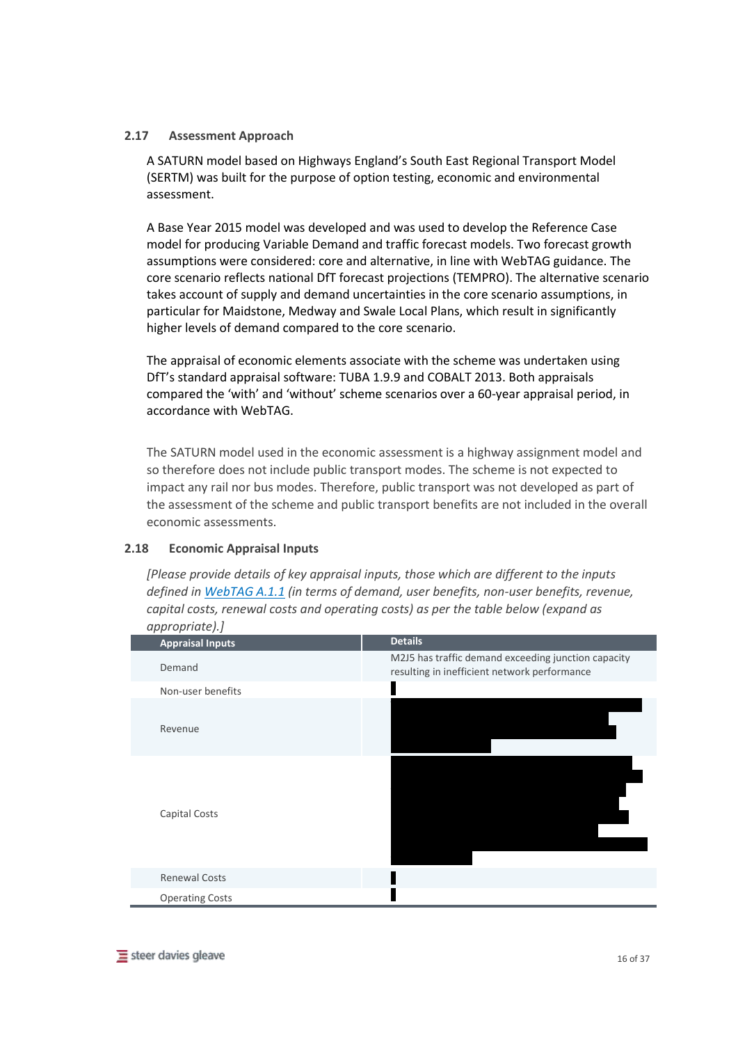### 2.17 Assessment Approach

A SATURN model based on Highways England's South East Regional Transport Model (SERTM) was built for the purpose of option testing, economic and environmental assessment.

A Base Year 2015 model was developed and was used to develop the Reference Case model for producing Variable Demand and traffic forecast models. Two forecast growth assumptions were considered: core and alternative, in line with WebTAG guidance. The core scenario reflects national DfT forecast projections (TEMPRO). The alternative scenario takes account of supply and demand uncertainties in the core scenario assumptions, in particular for Maidstone, Medway and Swale Local Plans, which result in significantly higher levels of demand compared to the core scenario.

The appraisal of economic elements associate with the scheme was undertaken using DfT's standard appraisal software: TUBA 1.9.9 and COBALT 2013. Both appraisals compared the 'with' and 'without' scheme scenarios over a 60-year appraisal period, in accordance with WebTAG.

The SATURN model used in the economic assessment is a highway assignment model and so therefore does not include public transport modes. The scheme is not expected to impact any rail nor bus modes. Therefore, public transport was not developed as part of the assessment of the scheme and public transport benefits are not included in the overall economic assessments.

### 2.18 Economic Appraisal Inputs

*[Please provide details of key appraisal inputs, those which are different to the inputs defined in WebTAG A.1.1 (in terms of demand, user benefits, non-user benefits, revenue, capital costs, renewal costs and operating costs) as per the table below (expand as appropriate).]*

| Appraisal Inputs | Details |
| --- | --- |
| Demand | M2J5 has traffic demand exceeding junction capacity resulting in inefficient network performance |
| Non-user benefits | |
| Revenue | |
| Capital Costs | |
| Renewal Costs | |
| Operating Costs | |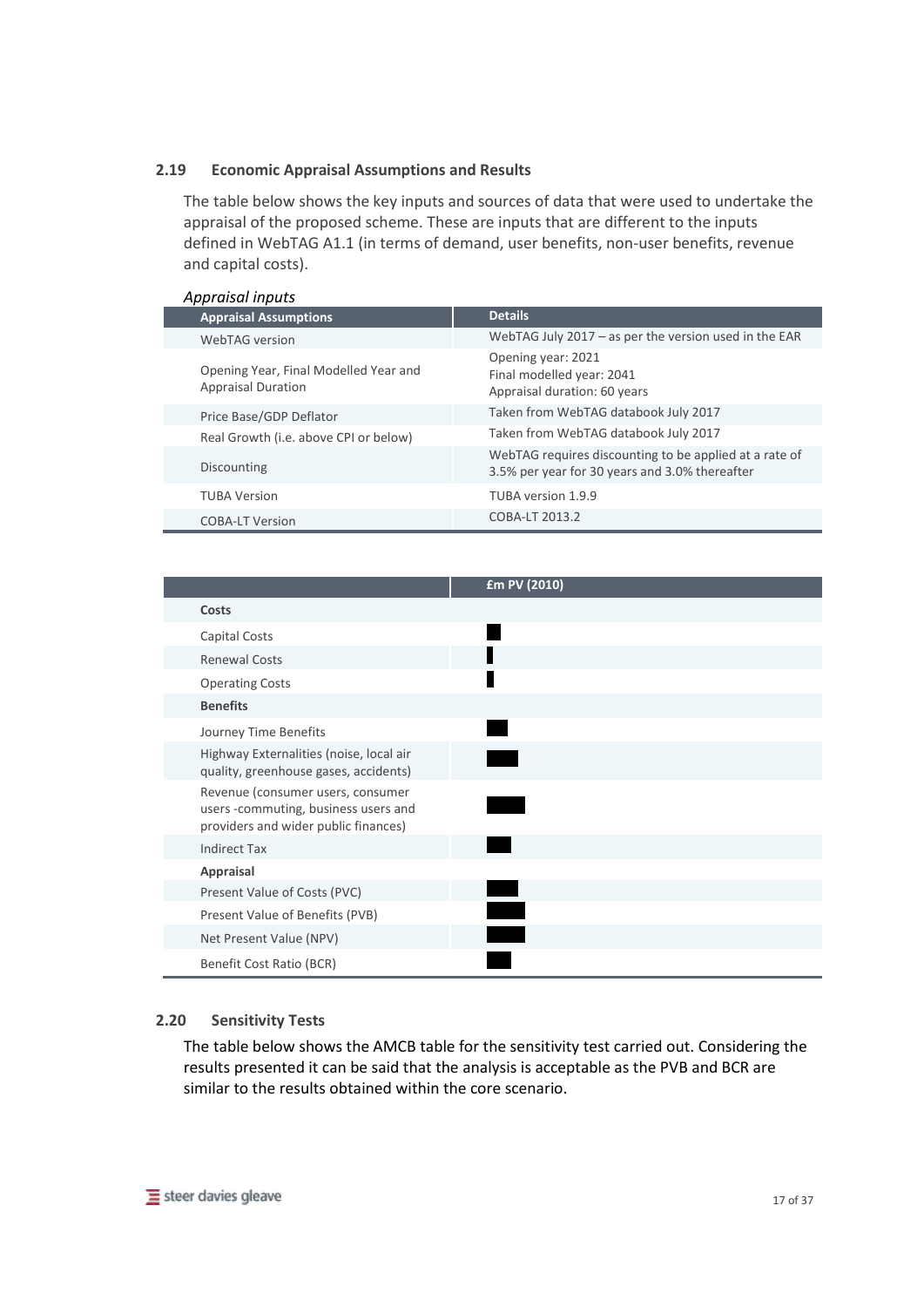### 2.19 Economic Appraisal Assumptions and Results

The table below shows the key inputs and sources of data that were used to undertake the appraisal of the proposed scheme. These are inputs that are different to the inputs defined in WebTAG A1.1 (in terms of demand, user benefits, non-user benefits, revenue and capital costs).

*Appraisal inputs*

| Appraisal Assumptions | Details |
|---|---|
| WebTAG version | WebTAG July 2017 – as per the version used in the EAR |
| Opening Year, Final Modelled Year and Appraisal Duration | Opening year: 2021<br>Final modelled year: 2041<br>Appraisal duration: 60 years |
| Price Base/GDP Deflator | Taken from WebTAG databook July 2017 |
| Real Growth (i.e. above CPI or below) | Taken from WebTAG databook July 2017 |
| Discounting | WebTAG requires discounting to be applied at a rate of 3.5% per year for 30 years and 3.0% thereafter |
| TUBA Version | TUBA version 1.9.9 |
| COBA-LT Version | COBA-LT 2013.2 |

| | £m PV (2010) |
|---|---|
| **Costs** | |
| Capital Costs | ■ |
| Renewal Costs | ■ |
| Operating Costs | ■ |
| **Benefits** | |
| Journey Time Benefits | ■ |
| Highway Externalities (noise, local air quality, greenhouse gases, accidents) | ■ |
| Revenue (consumer users, consumer users -commuting, business users and providers and wider public finances) | ■ |
| Indirect Tax | ■ |
| **Appraisal** | |
| Present Value of Costs (PVC) | ■ |
| Present Value of Benefits (PVB) | ■ |
| Net Present Value (NPV) | ■ |
| Benefit Cost Ratio (BCR) | ■ |

### 2.20 Sensitivity Tests

The table below shows the AMCB table for the sensitivity test carried out. Considering the results presented it can be said that the analysis is acceptable as the PVB and BCR are similar to the results obtained within the core scenario.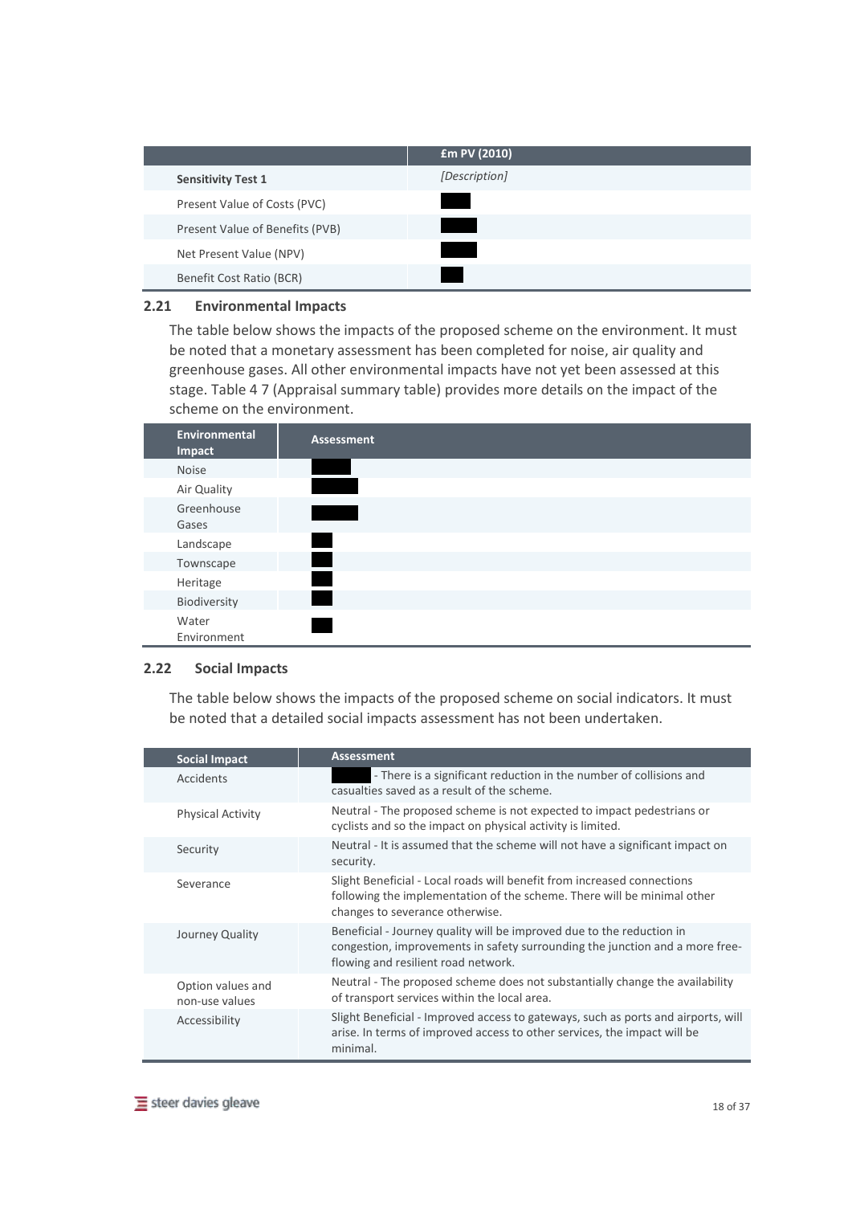| | £m PV (2010) |
|---|---|
| **Sensitivity Test 1** | *[Description]* |
| Present Value of Costs (PVC) | |
| Present Value of Benefits (PVB) | |
| Net Present Value (NPV) | |
| Benefit Cost Ratio (BCR) | |

## 2.21 Environmental Impacts

The table below shows the impacts of the proposed scheme on the environment. It must be noted that a monetary assessment has been completed for noise, air quality and greenhouse gases. All other environmental impacts have not yet been assessed at this stage. Table 4 7 (Appraisal summary table) provides more details on the impact of the scheme on the environment.

| Environmental Impact | Assessment |
|---|---|
| Noise | |
| Air Quality | |
| Greenhouse Gases | |
| Landscape | |
| Townscape | |
| Heritage | |
| Biodiversity | |
| Water Environment | |

## 2.22 Social Impacts

The table below shows the impacts of the proposed scheme on social indicators. It must be noted that a detailed social impacts assessment has not been undertaken.

| Social Impact | Assessment |
|---|---|
| Accidents | - There is a significant reduction in the number of collisions and casualties saved as a result of the scheme. |
| Physical Activity | Neutral - The proposed scheme is not expected to impact pedestrians or cyclists and so the impact on physical activity is limited. |
| Security | Neutral - It is assumed that the scheme will not have a significant impact on security. |
| Severance | Slight Beneficial - Local roads will benefit from increased connections following the implementation of the scheme. There will be minimal other changes to severance otherwise. |
| Journey Quality | Beneficial - Journey quality will be improved due to the reduction in congestion, improvements in safety surrounding the junction and a more free-flowing and resilient road network. |
| Option values and non-use values | Neutral - The proposed scheme does not substantially change the availability of transport services within the local area. |
| Accessibility | Slight Beneficial - Improved access to gateways, such as ports and airports, will arise. In terms of improved access to other services, the impact will be minimal. |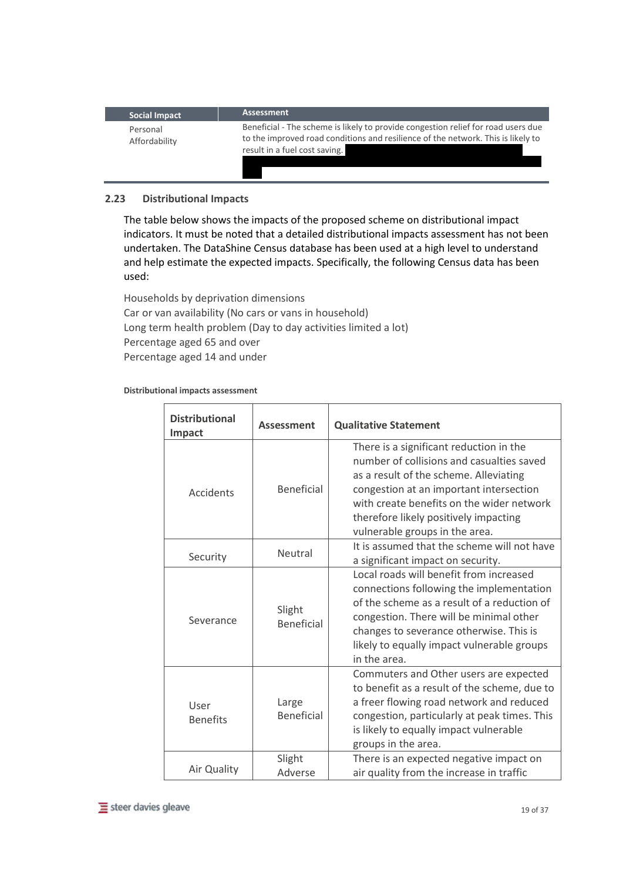| Social Impact | Assessment |
| --- | --- |
| Personal Affordability | Beneficial - The scheme is likely to provide congestion relief for road users due to the improved road conditions and resilience of the network. This is likely to result in a fuel cost saving. |

## 2.23 Distributional Impacts

The table below shows the impacts of the proposed scheme on distributional impact indicators. It must be noted that a detailed distributional impacts assessment has not been undertaken. The DataShine Census database has been used at a high level to understand and help estimate the expected impacts. Specifically, the following Census data has been used:

Households by deprivation dimensions
Car or van availability (No cars or vans in household)
Long term health problem (Day to day activities limited a lot)
Percentage aged 65 and over
Percentage aged 14 and under

**Distributional impacts assessment**

| Distributional Impact | Assessment | Qualitative Statement |
| --- | --- | --- |
| Accidents | Beneficial | There is a significant reduction in the number of collisions and casualties saved as a result of the scheme. Alleviating congestion at an important intersection with create benefits on the wider network therefore likely positively impacting vulnerable groups in the area. |
| Security | Neutral | It is assumed that the scheme will not have a significant impact on security. |
| Severance | Slight Beneficial | Local roads will benefit from increased connections following the implementation of the scheme as a result of a reduction of congestion. There will be minimal other changes to severance otherwise. This is likely to equally impact vulnerable groups in the area. |
| User Benefits | Large Beneficial | Commuters and Other users are expected to benefit as a result of the scheme, due to a freer flowing road network and reduced congestion, particularly at peak times. This is likely to equally impact vulnerable groups in the area. |
| Air Quality | Slight Adverse | There is an expected negative impact on air quality from the increase in traffic |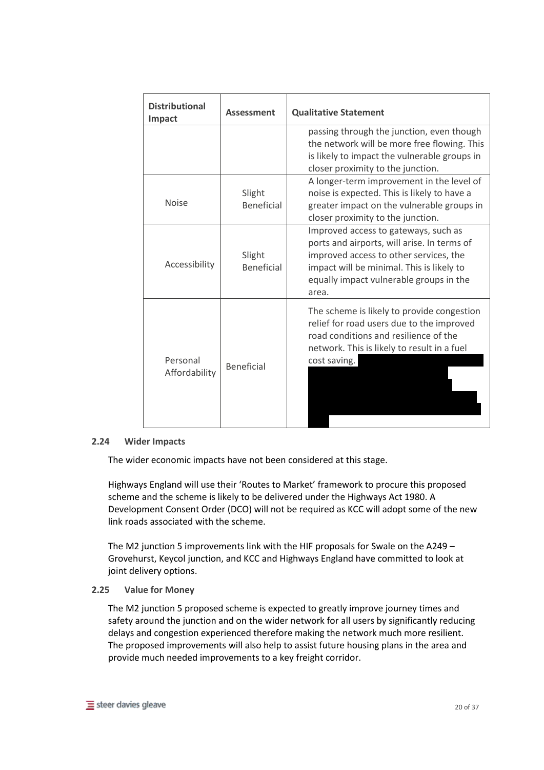| Distributional Impact | Assessment | Qualitative Statement |
|---|---|---|
| | | passing through the junction, even though the network will be more free flowing. This is likely to impact the vulnerable groups in closer proximity to the junction. |
| Noise | Slight Beneficial | A longer-term improvement in the level of noise is expected. This is likely to have a greater impact on the vulnerable groups in closer proximity to the junction. |
| Accessibility | Slight Beneficial | Improved access to gateways, such as ports and airports, will arise. In terms of improved access to other services, the impact will be minimal. This is likely to equally impact vulnerable groups in the area. |
| Personal Affordability | Beneficial | The scheme is likely to provide congestion relief for road users due to the improved road conditions and resilience of the network. This is likely to result in a fuel cost saving. |

### 2.24 Wider Impacts

The wider economic impacts have not been considered at this stage.

Highways England will use their 'Routes to Market' framework to procure this proposed scheme and the scheme is likely to be delivered under the Highways Act 1980. A Development Consent Order (DCO) will not be required as KCC will adopt some of the new link roads associated with the scheme.

The M2 junction 5 improvements link with the HIF proposals for Swale on the A249 – Grovehurst, Keycol junction, and KCC and Highways England have committed to look at joint delivery options.

### 2.25 Value for Money

The M2 junction 5 proposed scheme is expected to greatly improve journey times and safety around the junction and on the wider network for all users by significantly reducing delays and congestion experienced therefore making the network much more resilient. The proposed improvements will also help to assist future housing plans in the area and provide much needed improvements to a key freight corridor.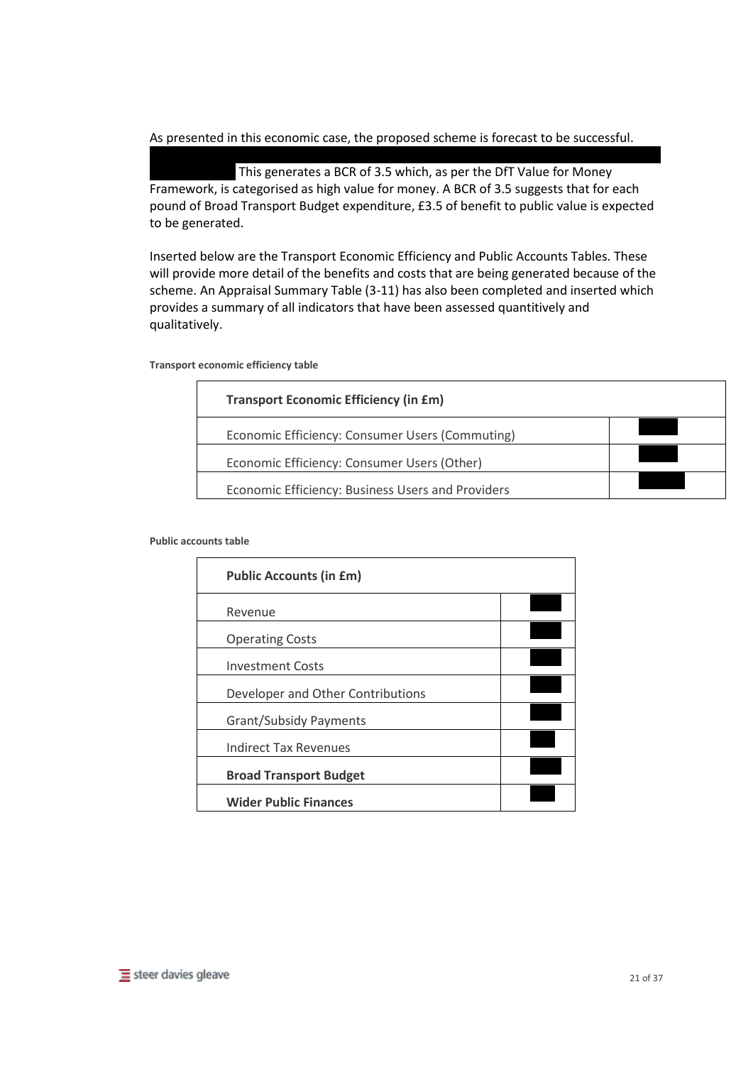As presented in this economic case, the proposed scheme is forecast to be successful.

This generates a BCR of 3.5 which, as per the DfT Value for Money Framework, is categorised as high value for money. A BCR of 3.5 suggests that for each pound of Broad Transport Budget expenditure, £3.5 of benefit to public value is expected to be generated.

Inserted below are the Transport Economic Efficiency and Public Accounts Tables. These will provide more detail of the benefits and costs that are being generated because of the scheme. An Appraisal Summary Table (3-11) has also been completed and inserted which provides a summary of all indicators that have been assessed quantitively and qualitatively.

**Transport economic efficiency table**

| **Transport Economic Efficiency (in £m)** | |
|---|---|
| Economic Efficiency: Consumer Users (Commuting) | |
| Economic Efficiency: Consumer Users (Other) | |
| Economic Efficiency: Business Users and Providers | |

**Public accounts table**

| **Public Accounts (in £m)** | |
|---|---|
| Revenue | |
| Operating Costs | |
| Investment Costs | |
| Developer and Other Contributions | |
| Grant/Subsidy Payments | |
| Indirect Tax Revenues | |
| **Broad Transport Budget** | |
| **Wider Public Finances** | |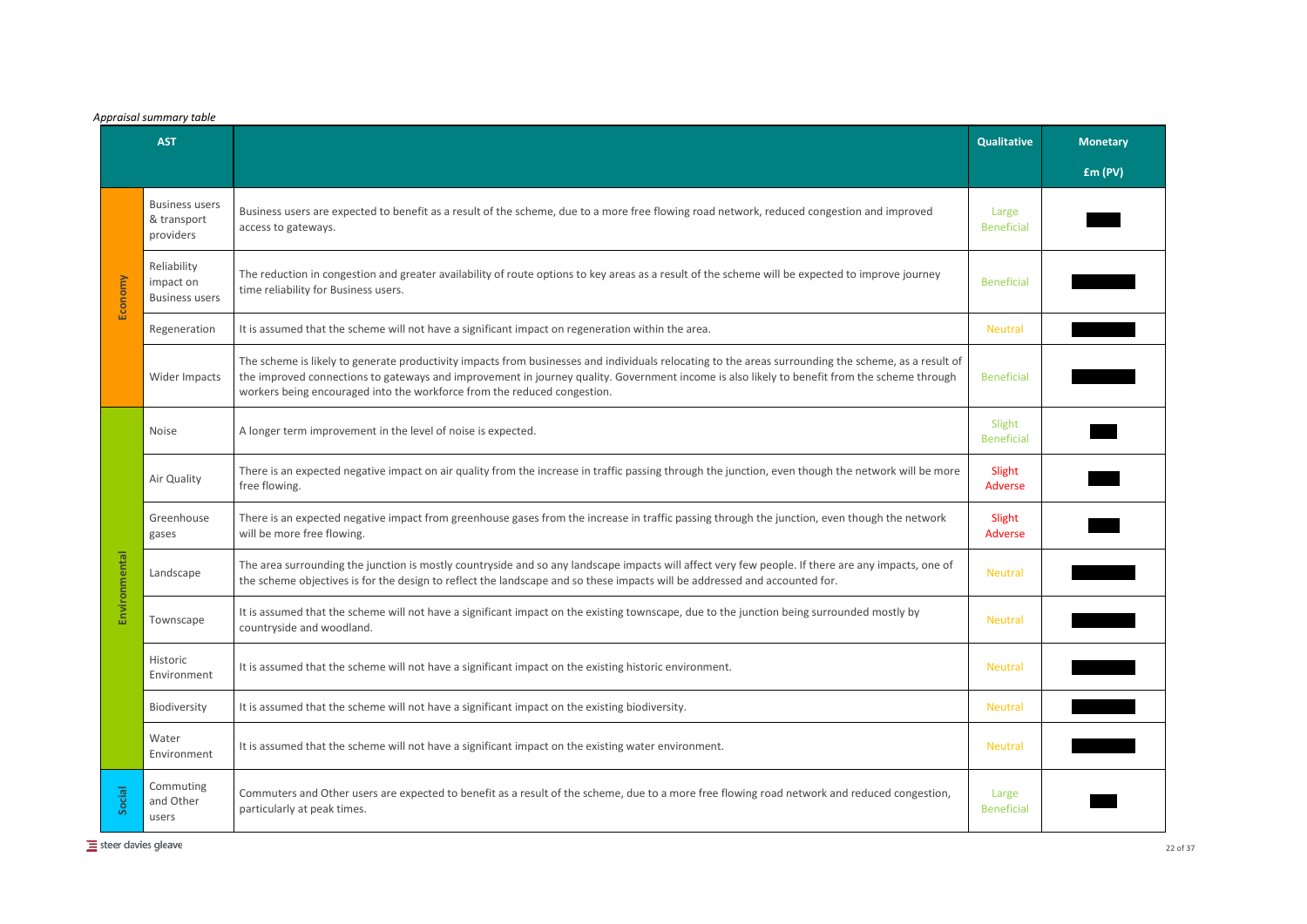*Appraisal summary table*

| AST | | | Qualitative | Monetary £m (PV) |
|---|---|---|---|---|
| Economy | Business users & transport providers | Business users are expected to benefit as a result of the scheme, due to a more free flowing road network, reduced congestion and improved access to gateways. | Large Beneficial | |
| | Reliability impact on Business users | The reduction in congestion and greater availability of route options to key areas as a result of the scheme will be expected to improve journey time reliability for Business users. | Beneficial | |
| | Regeneration | It is assumed that the scheme will not have a significant impact on regeneration within the area. | Neutral | |
| | Wider Impacts | The scheme is likely to generate productivity impacts from businesses and individuals relocating to the areas surrounding the scheme, as a result of the improved connections to gateways and improvement in journey quality. Government income is also likely to benefit from the scheme through workers being encouraged into the workforce from the reduced congestion. | Beneficial | |
| Environmental | Noise | A longer term improvement in the level of noise is expected. | Slight Beneficial | |
| | Air Quality | There is an expected negative impact on air quality from the increase in traffic passing through the junction, even though the network will be more free flowing. | Slight Adverse | |
| | Greenhouse gases | There is an expected negative impact from greenhouse gases from the increase in traffic passing through the junction, even though the network will be more free flowing. | Slight Adverse | |
| | Landscape | The area surrounding the junction is mostly countryside and so any landscape impacts will affect very few people. If there are any impacts, one of the scheme objectives is for the design to reflect the landscape and so these impacts will be addressed and accounted for. | Neutral | |
| | Townscape | It is assumed that the scheme will not have a significant impact on the existing townscape, due to the junction being surrounded mostly by countryside and woodland. | Neutral | |
| | Historic Environment | It is assumed that the scheme will not have a significant impact on the existing historic environment. | Neutral | |
| | Biodiversity | It is assumed that the scheme will not have a significant impact on the existing biodiversity. | Neutral | |
| | Water Environment | It is assumed that the scheme will not have a significant impact on the existing water environment. | Neutral | |
| Social | Commuting and Other users | Commuters and Other users are expected to benefit as a result of the scheme, due to a more free flowing road network and reduced congestion, particularly at peak times. | Large Beneficial | |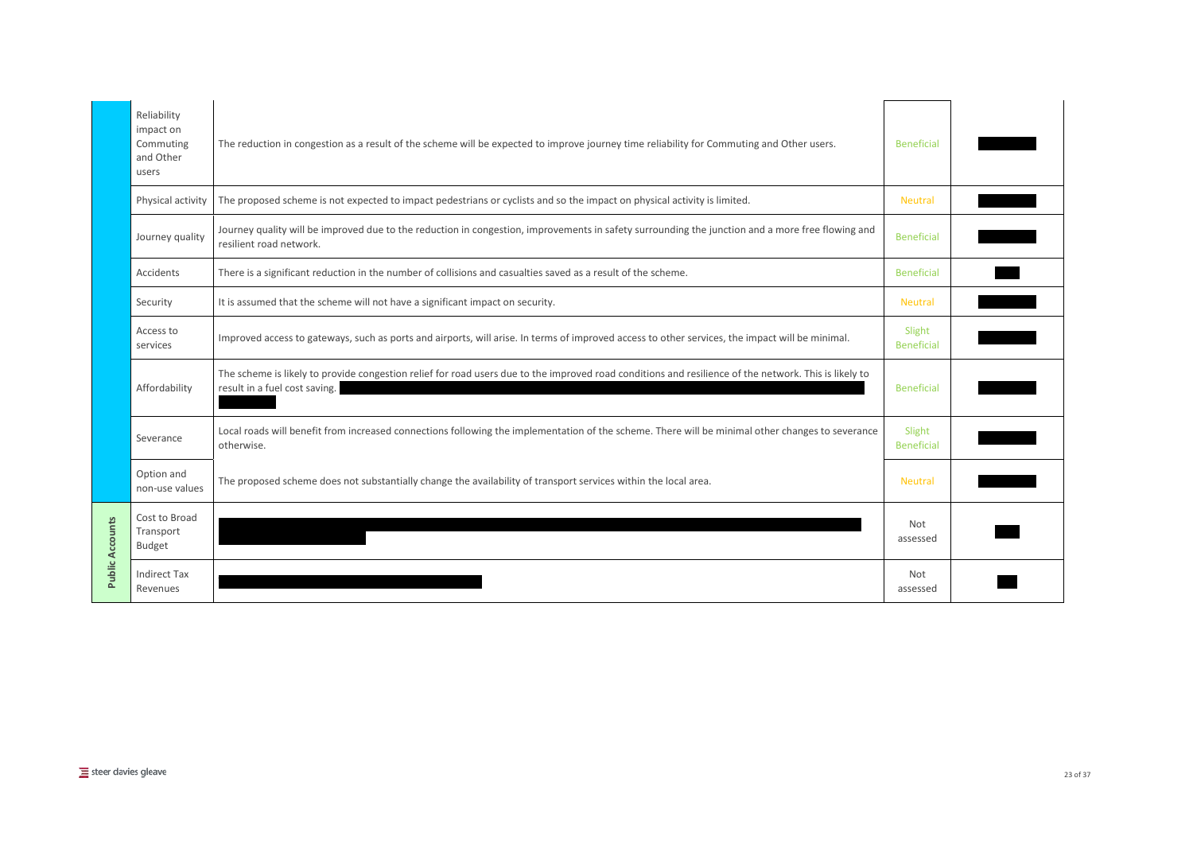| | | | | |
|---|---|---|---|---|
| | Reliability impact on Commuting and Other users | The reduction in congestion as a result of the scheme will be expected to improve journey time reliability for Commuting and Other users. | Beneficial | |
| | Physical activity | The proposed scheme is not expected to impact pedestrians or cyclists and so the impact on physical activity is limited. | Neutral | |
| | Journey quality | Journey quality will be improved due to the reduction in congestion, improvements in safety surrounding the junction and a more free flowing and resilient road network. | Beneficial | |
| | Accidents | There is a significant reduction in the number of collisions and casualties saved as a result of the scheme. | Beneficial | |
| | Security | It is assumed that the scheme will not have a significant impact on security. | Neutral | |
| | Access to services | Improved access to gateways, such as ports and airports, will arise. In terms of improved access to other services, the impact will be minimal. | Slight Beneficial | |
| | Affordability | The scheme is likely to provide congestion relief for road users due to the improved road conditions and resilience of the network. This is likely to result in a fuel cost saving. | Beneficial | |
| | Severance | Local roads will benefit from increased connections following the implementation of the scheme. There will be minimal other changes to severance otherwise. | Slight Beneficial | |
| | Option and non-use values | The proposed scheme does not substantially change the availability of transport services within the local area. | Neutral | |
| Public Accounts | Cost to Broad Transport Budget | | Not assessed | |
| | Indirect Tax Revenues | | Not assessed | |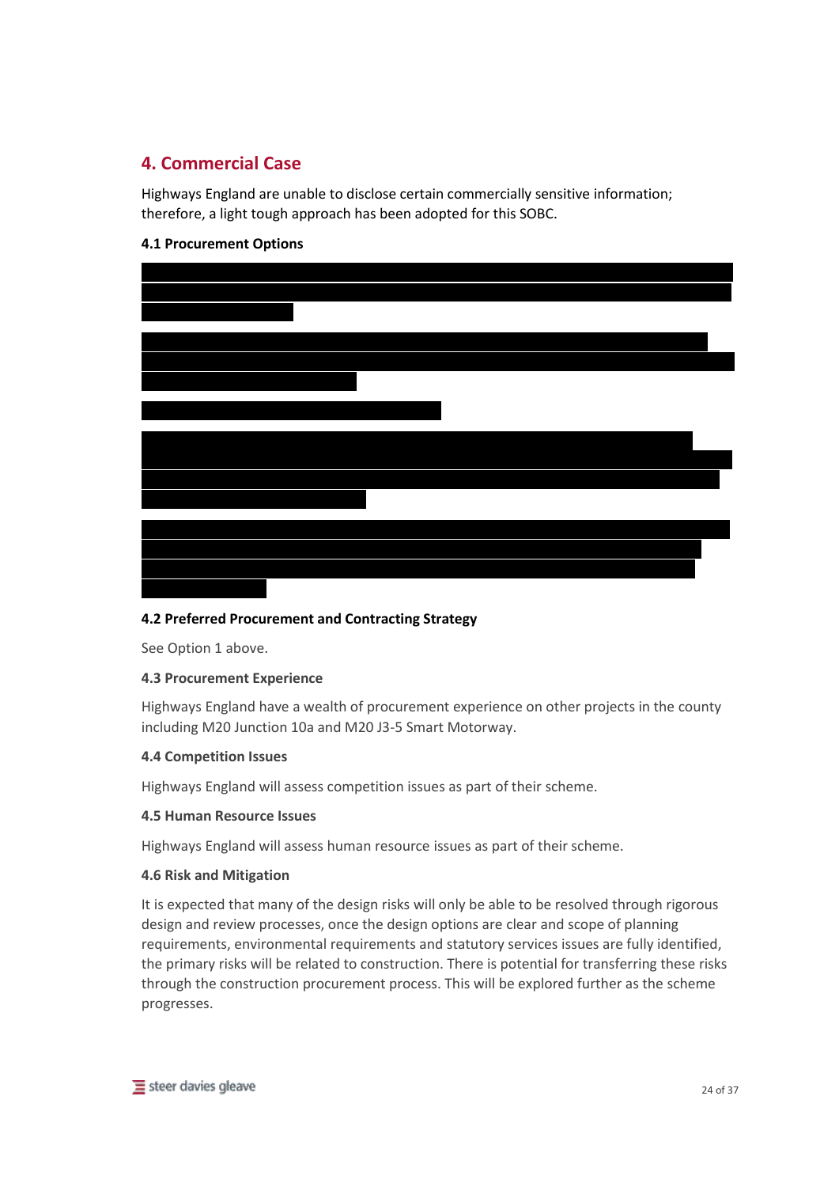## 4. Commercial Case

Highways England are unable to disclose certain commercially sensitive information; therefore, a light tough approach has been adopted for this SOBC.

### 4.1 Procurement Options

### 4.2 Preferred Procurement and Contracting Strategy

See Option 1 above.

### 4.3 Procurement Experience

Highways England have a wealth of procurement experience on other projects in the county including M20 Junction 10a and M20 J3-5 Smart Motorway.

### 4.4 Competition Issues

Highways England will assess competition issues as part of their scheme.

### 4.5 Human Resource Issues

Highways England will assess human resource issues as part of their scheme.

### 4.6 Risk and Mitigation

It is expected that many of the design risks will only be able to be resolved through rigorous design and review processes, once the design options are clear and scope of planning requirements, environmental requirements and statutory services issues are fully identified, the primary risks will be related to construction. There is potential for transferring these risks through the construction procurement process. This will be explored further as the scheme progresses.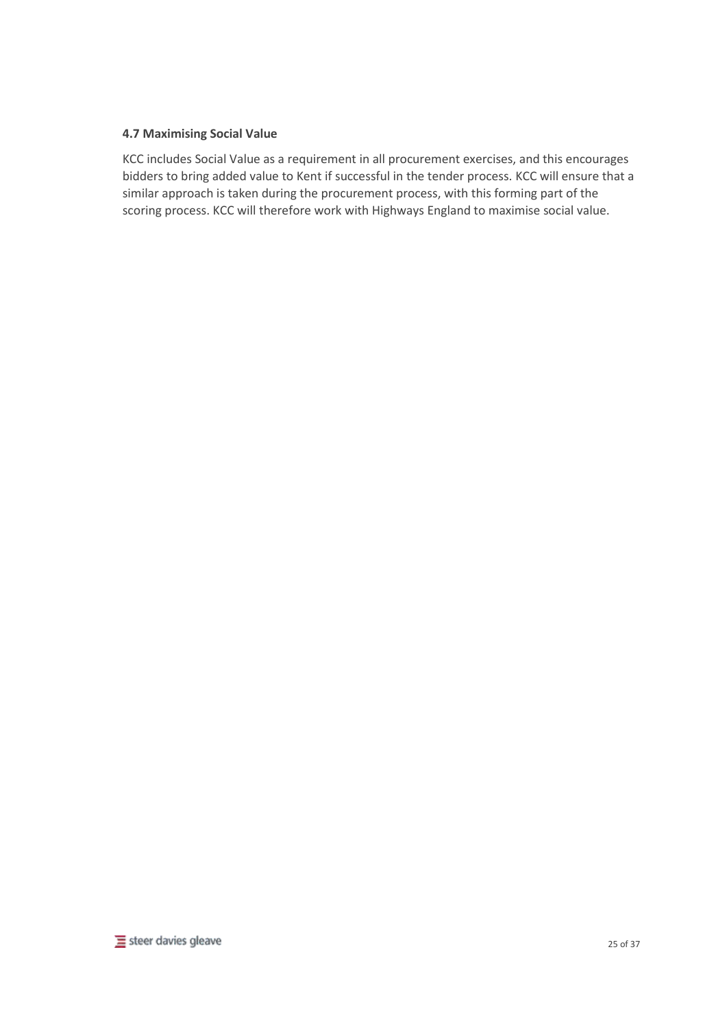### 4.7 Maximising Social Value

KCC includes Social Value as a requirement in all procurement exercises, and this encourages bidders to bring added value to Kent if successful in the tender process. KCC will ensure that a similar approach is taken during the procurement process, with this forming part of the scoring process. KCC will therefore work with Highways England to maximise social value.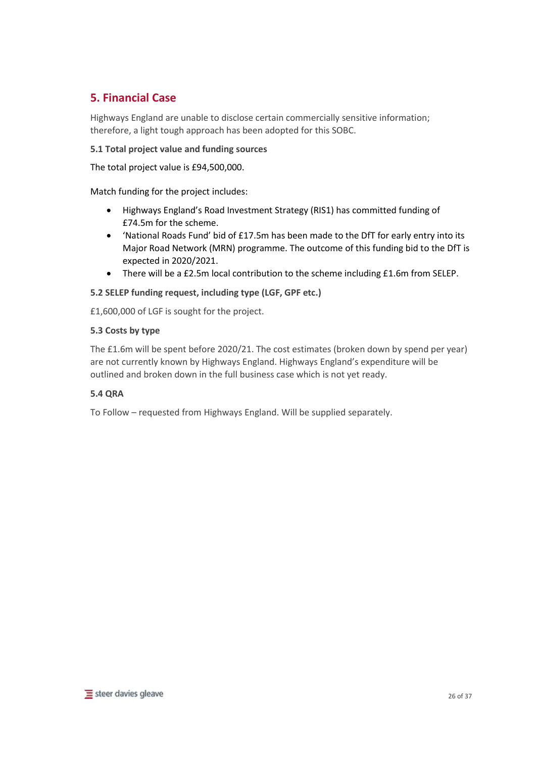## 5. Financial Case

Highways England are unable to disclose certain commercially sensitive information; therefore, a light tough approach has been adopted for this SOBC.

#### 5.1 Total project value and funding sources

The total project value is £94,500,000.

Match funding for the project includes:

- Highways England's Road Investment Strategy (RIS1) has committed funding of £74.5m for the scheme.
- 'National Roads Fund' bid of £17.5m has been made to the DfT for early entry into its Major Road Network (MRN) programme. The outcome of this funding bid to the DfT is expected in 2020/2021.
- There will be a £2.5m local contribution to the scheme including £1.6m from SELEP.

#### 5.2 SELEP funding request, including type (LGF, GPF etc.)

£1,600,000 of LGF is sought for the project.

#### 5.3 Costs by type

The £1.6m will be spent before 2020/21. The cost estimates (broken down by spend per year) are not currently known by Highways England. Highways England's expenditure will be outlined and broken down in the full business case which is not yet ready.

#### 5.4 QRA

To Follow – requested from Highways England. Will be supplied separately.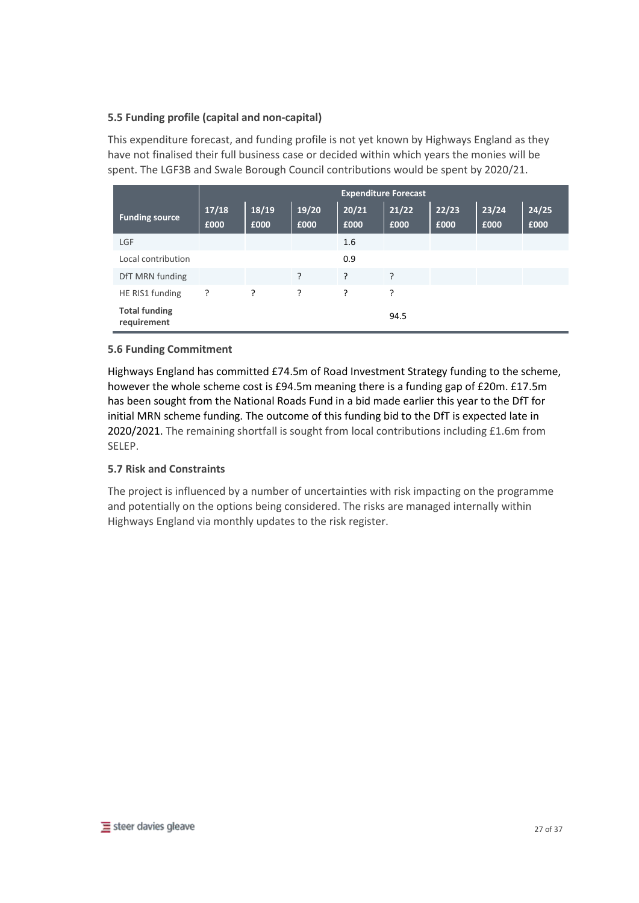### 5.5 Funding profile (capital and non-capital)

This expenditure forecast, and funding profile is not yet known by Highways England as they have not finalised their full business case or decided within which years the monies will be spent. The LGF3B and Swale Borough Council contributions would be spent by 2020/21.

| Funding source | Expenditure Forecast | | | | | | | |
|---|---|---|---|---|---|---|---|---|
| | 17/18 £000 | 18/19 £000 | 19/20 £000 | 20/21 £000 | 21/22 £000 | 22/23 £000 | 23/24 £000 | 24/25 £000 |
| LGF | | | | 1.6 | | | | |
| Local contribution | | | | 0.9 | | | | |
| DfT MRN funding | | | ? | ? | ? | | | |
| HE RIS1 funding | ? | ? | ? | ? | ? | | | |
| **Total funding requirement** | | | | | 94.5 | | | |

### 5.6 Funding Commitment

Highways England has committed £74.5m of Road Investment Strategy funding to the scheme, however the whole scheme cost is £94.5m meaning there is a funding gap of £20m. £17.5m has been sought from the National Roads Fund in a bid made earlier this year to the DfT for initial MRN scheme funding. The outcome of this funding bid to the DfT is expected late in 2020/2021. The remaining shortfall is sought from local contributions including £1.6m from SELEP.

### 5.7 Risk and Constraints

The project is influenced by a number of uncertainties with risk impacting on the programme and potentially on the options being considered. The risks are managed internally within Highways England via monthly updates to the risk register.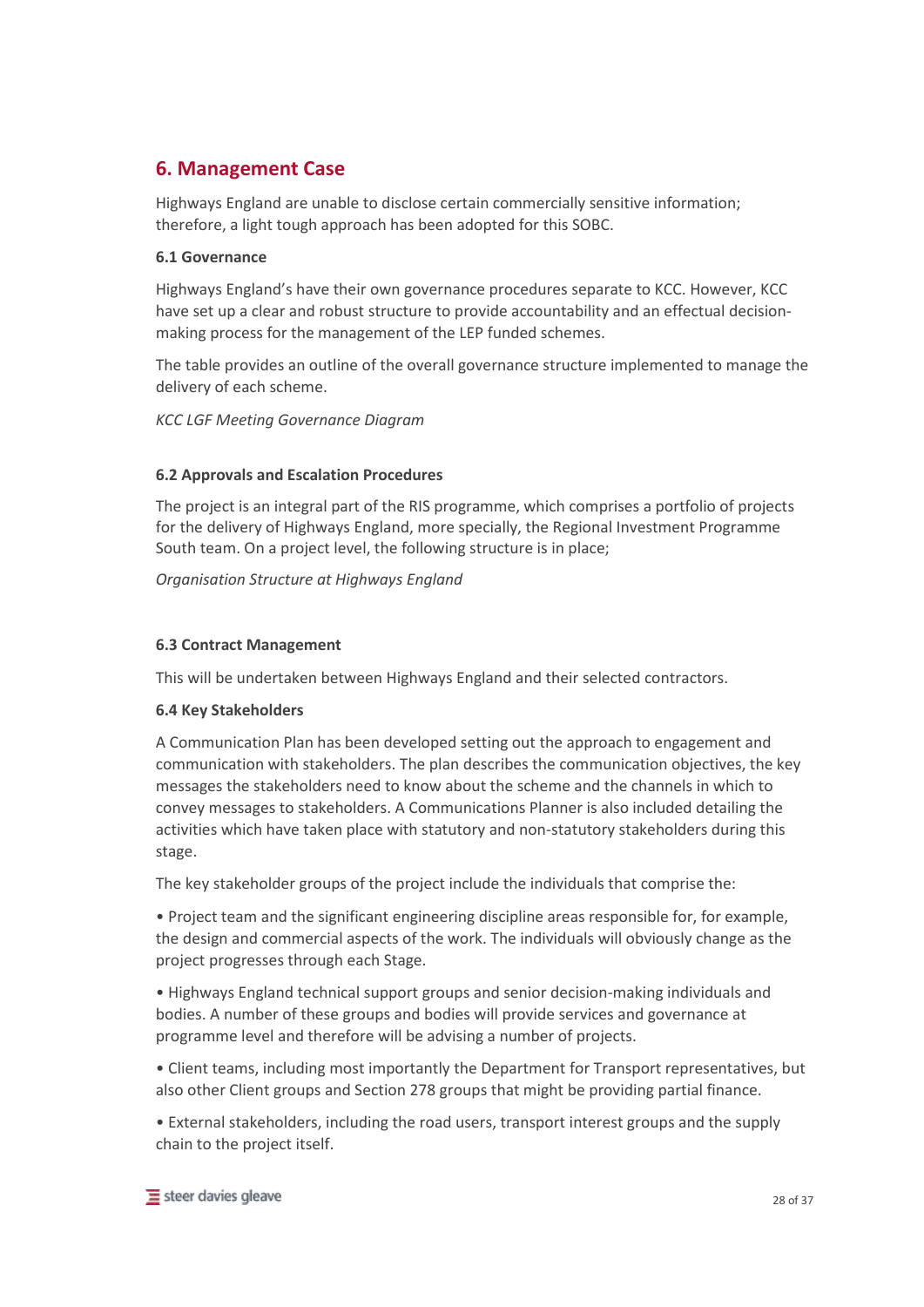# 6. Management Case

Highways England are unable to disclose certain commercially sensitive information; therefore, a light tough approach has been adopted for this SOBC.

### 6.1 Governance

Highways England's have their own governance procedures separate to KCC. However, KCC have set up a clear and robust structure to provide accountability and an effectual decision-making process for the management of the LEP funded schemes.

The table provides an outline of the overall governance structure implemented to manage the delivery of each scheme.

*KCC LGF Meeting Governance Diagram*

### 6.2 Approvals and Escalation Procedures

The project is an integral part of the RIS programme, which comprises a portfolio of projects for the delivery of Highways England, more specially, the Regional Investment Programme South team. On a project level, the following structure is in place;

*Organisation Structure at Highways England*

### 6.3 Contract Management

This will be undertaken between Highways England and their selected contractors.

### 6.4 Key Stakeholders

A Communication Plan has been developed setting out the approach to engagement and communication with stakeholders. The plan describes the communication objectives, the key messages the stakeholders need to know about the scheme and the channels in which to convey messages to stakeholders. A Communications Planner is also included detailing the activities which have taken place with statutory and non-statutory stakeholders during this stage.

The key stakeholder groups of the project include the individuals that comprise the:

- Project team and the significant engineering discipline areas responsible for, for example, the design and commercial aspects of the work. The individuals will obviously change as the project progresses through each Stage.
- Highways England technical support groups and senior decision-making individuals and bodies. A number of these groups and bodies will provide services and governance at programme level and therefore will be advising a number of projects.
- Client teams, including most importantly the Department for Transport representatives, but also other Client groups and Section 278 groups that might be providing partial finance.
- External stakeholders, including the road users, transport interest groups and the supply chain to the project itself.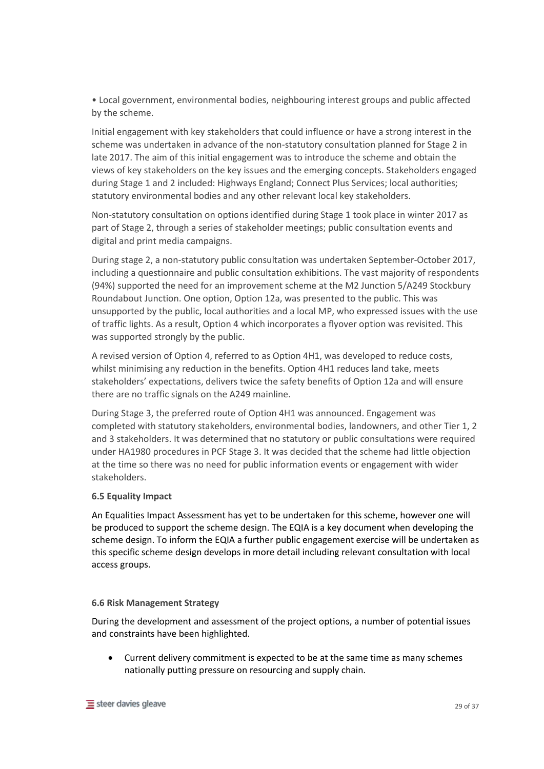- Local government, environmental bodies, neighbouring interest groups and public affected by the scheme.

Initial engagement with key stakeholders that could influence or have a strong interest in the scheme was undertaken in advance of the non-statutory consultation planned for Stage 2 in late 2017. The aim of this initial engagement was to introduce the scheme and obtain the views of key stakeholders on the key issues and the emerging concepts. Stakeholders engaged during Stage 1 and 2 included: Highways England; Connect Plus Services; local authorities; statutory environmental bodies and any other relevant local key stakeholders.

Non-statutory consultation on options identified during Stage 1 took place in winter 2017 as part of Stage 2, through a series of stakeholder meetings; public consultation events and digital and print media campaigns.

During stage 2, a non-statutory public consultation was undertaken September-October 2017, including a questionnaire and public consultation exhibitions. The vast majority of respondents (94%) supported the need for an improvement scheme at the M2 Junction 5/A249 Stockbury Roundabout Junction. One option, Option 12a, was presented to the public. This was unsupported by the public, local authorities and a local MP, who expressed issues with the use of traffic lights. As a result, Option 4 which incorporates a flyover option was revisited. This was supported strongly by the public.

A revised version of Option 4, referred to as Option 4H1, was developed to reduce costs, whilst minimising any reduction in the benefits. Option 4H1 reduces land take, meets stakeholders' expectations, delivers twice the safety benefits of Option 12a and will ensure there are no traffic signals on the A249 mainline.

During Stage 3, the preferred route of Option 4H1 was announced. Engagement was completed with statutory stakeholders, environmental bodies, landowners, and other Tier 1, 2 and 3 stakeholders. It was determined that no statutory or public consultations were required under HA1980 procedures in PCF Stage 3. It was decided that the scheme had little objection at the time so there was no need for public information events or engagement with wider stakeholders.

**6.5 Equality Impact**

An Equalities Impact Assessment has yet to be undertaken for this scheme, however one will be produced to support the scheme design. The EQIA is a key document when developing the scheme design. To inform the EQIA a further public engagement exercise will be undertaken as this specific scheme design develops in more detail including relevant consultation with local access groups.

**6.6 Risk Management Strategy**

During the development and assessment of the project options, a number of potential issues and constraints have been highlighted.

- Current delivery commitment is expected to be at the same time as many schemes nationally putting pressure on resourcing and supply chain.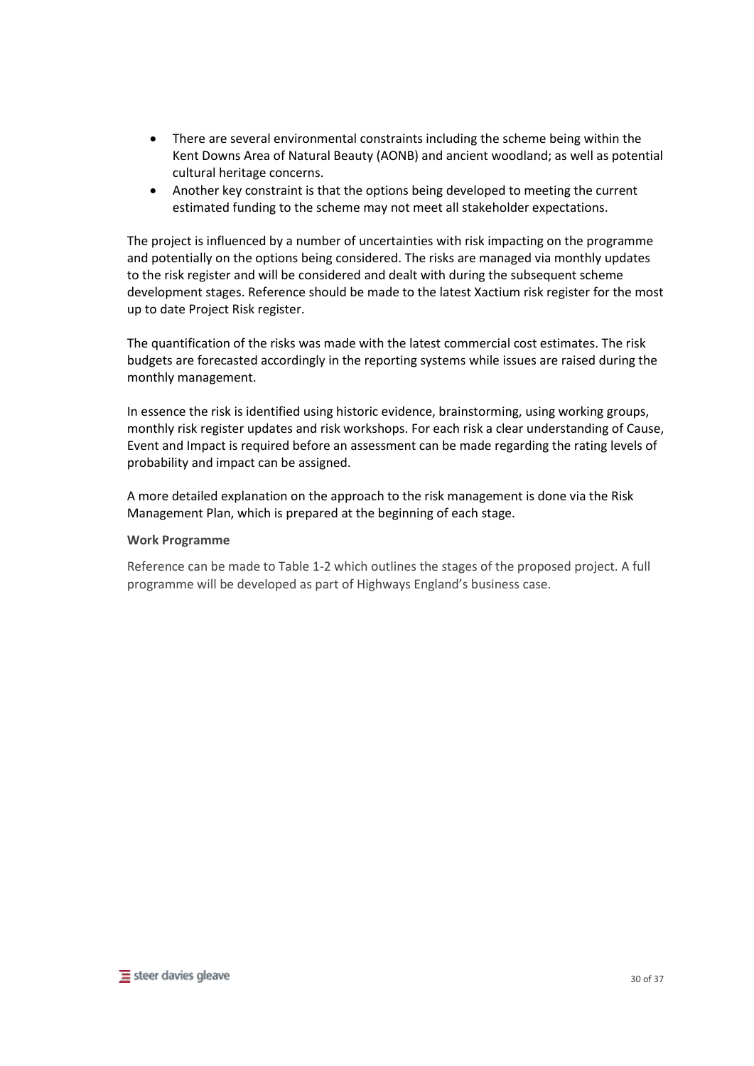- There are several environmental constraints including the scheme being within the Kent Downs Area of Natural Beauty (AONB) and ancient woodland; as well as potential cultural heritage concerns.
- Another key constraint is that the options being developed to meeting the current estimated funding to the scheme may not meet all stakeholder expectations.

The project is influenced by a number of uncertainties with risk impacting on the programme and potentially on the options being considered. The risks are managed via monthly updates to the risk register and will be considered and dealt with during the subsequent scheme development stages. Reference should be made to the latest Xactium risk register for the most up to date Project Risk register.

The quantification of the risks was made with the latest commercial cost estimates. The risk budgets are forecasted accordingly in the reporting systems while issues are raised during the monthly management.

In essence the risk is identified using historic evidence, brainstorming, using working groups, monthly risk register updates and risk workshops. For each risk a clear understanding of Cause, Event and Impact is required before an assessment can be made regarding the rating levels of probability and impact can be assigned.

A more detailed explanation on the approach to the risk management is done via the Risk Management Plan, which is prepared at the beginning of each stage.

**Work Programme**

Reference can be made to Table 1-2 which outlines the stages of the proposed project. A full programme will be developed as part of Highways England's business case.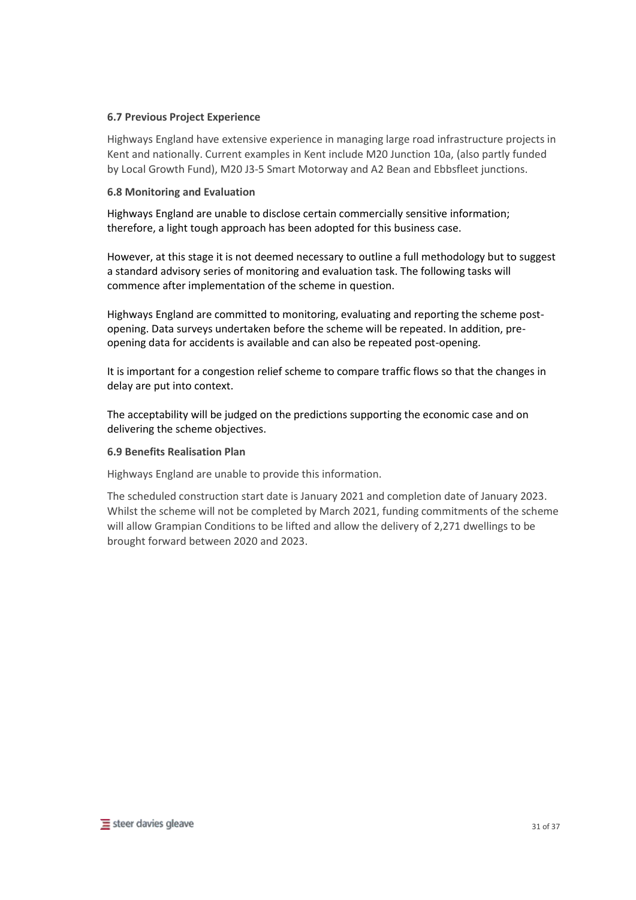### 6.7 Previous Project Experience

Highways England have extensive experience in managing large road infrastructure projects in Kent and nationally. Current examples in Kent include M20 Junction 10a, (also partly funded by Local Growth Fund), M20 J3-5 Smart Motorway and A2 Bean and Ebbsfleet junctions.

### 6.8 Monitoring and Evaluation

Highways England are unable to disclose certain commercially sensitive information; therefore, a light tough approach has been adopted for this business case.

However, at this stage it is not deemed necessary to outline a full methodology but to suggest a standard advisory series of monitoring and evaluation task. The following tasks will commence after implementation of the scheme in question.

Highways England are committed to monitoring, evaluating and reporting the scheme post-opening. Data surveys undertaken before the scheme will be repeated. In addition, pre-opening data for accidents is available and can also be repeated post-opening.

It is important for a congestion relief scheme to compare traffic flows so that the changes in delay are put into context.

The acceptability will be judged on the predictions supporting the economic case and on delivering the scheme objectives.

### 6.9 Benefits Realisation Plan

Highways England are unable to provide this information.

The scheduled construction start date is January 2021 and completion date of January 2023. Whilst the scheme will not be completed by March 2021, funding commitments of the scheme will allow Grampian Conditions to be lifted and allow the delivery of 2,271 dwellings to be brought forward between 2020 and 2023.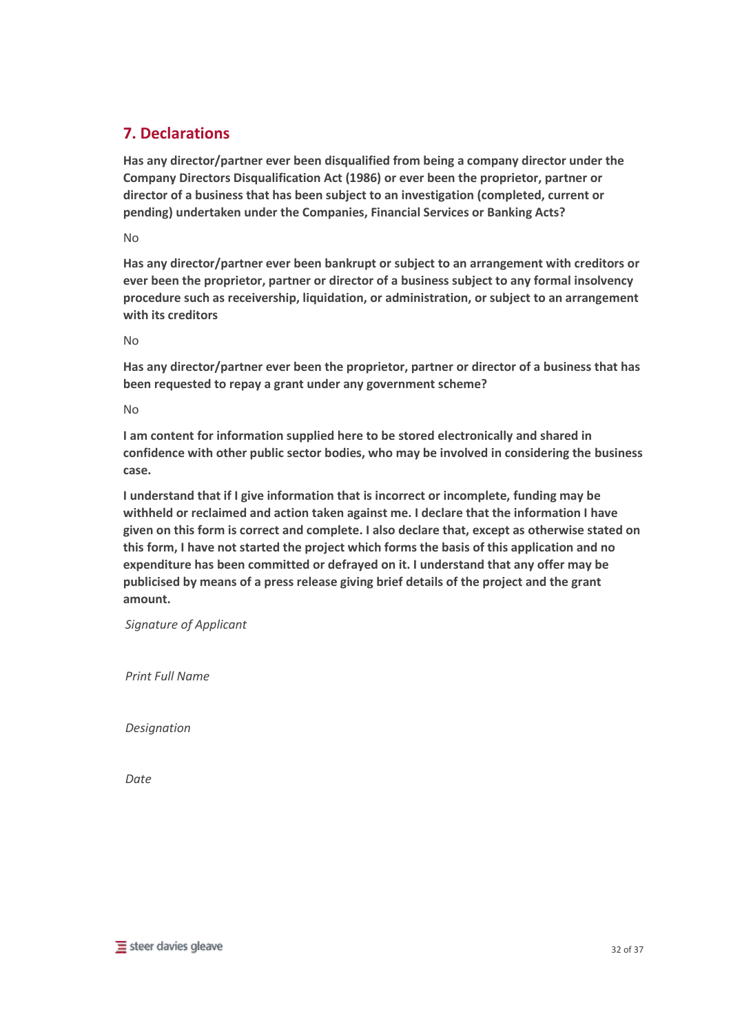## 7. Declarations

**Has any director/partner ever been disqualified from being a company director under the Company Directors Disqualification Act (1986) or ever been the proprietor, partner or director of a business that has been subject to an investigation (completed, current or pending) undertaken under the Companies, Financial Services or Banking Acts?**

No

**Has any director/partner ever been bankrupt or subject to an arrangement with creditors or ever been the proprietor, partner or director of a business subject to any formal insolvency procedure such as receivership, liquidation, or administration, or subject to an arrangement with its creditors**

No

**Has any director/partner ever been the proprietor, partner or director of a business that has been requested to repay a grant under any government scheme?**

No

**I am content for information supplied here to be stored electronically and shared in confidence with other public sector bodies, who may be involved in considering the business case.**

**I understand that if I give information that is incorrect or incomplete, funding may be withheld or reclaimed and action taken against me. I declare that the information I have given on this form is correct and complete. I also declare that, except as otherwise stated on this form, I have not started the project which forms the basis of this application and no expenditure has been committed or defrayed on it. I understand that any offer may be publicised by means of a press release giving brief details of the project and the grant amount.**

*Signature of Applicant*

*Print Full Name*

*Designation*

*Date*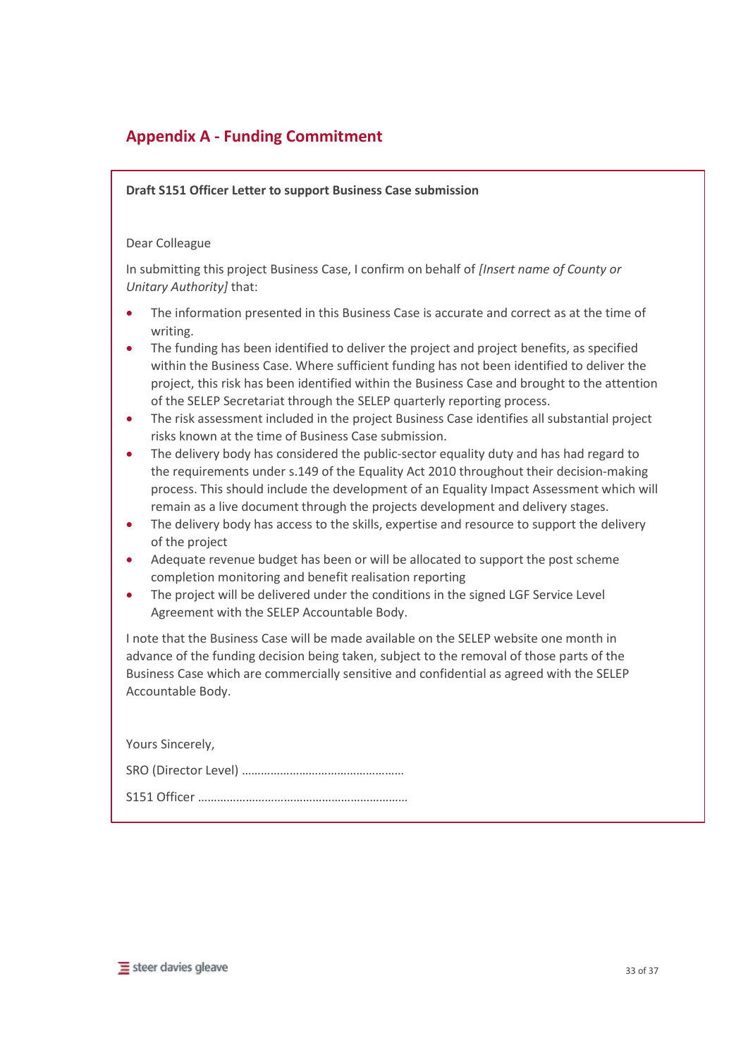## Appendix A - Funding Commitment

**Draft S151 Officer Letter to support Business Case submission**

Dear Colleague

In submitting this project Business Case, I confirm on behalf of *[Insert name of County or Unitary Authority]* that:

- The information presented in this Business Case is accurate and correct as at the time of writing.
- The funding has been identified to deliver the project and project benefits, as specified within the Business Case. Where sufficient funding has not been identified to deliver the project, this risk has been identified within the Business Case and brought to the attention of the SELEP Secretariat through the SELEP quarterly reporting process.
- The risk assessment included in the project Business Case identifies all substantial project risks known at the time of Business Case submission.
- The delivery body has considered the public-sector equality duty and has had regard to the requirements under s.149 of the Equality Act 2010 throughout their decision-making process. This should include the development of an Equality Impact Assessment which will remain as a live document through the projects development and delivery stages.
- The delivery body has access to the skills, expertise and resource to support the delivery of the project
- Adequate revenue budget has been or will be allocated to support the post scheme completion monitoring and benefit realisation reporting
- The project will be delivered under the conditions in the signed LGF Service Level Agreement with the SELEP Accountable Body.

I note that the Business Case will be made available on the SELEP website one month in advance of the funding decision being taken, subject to the removal of those parts of the Business Case which are commercially sensitive and confidential as agreed with the SELEP Accountable Body.

Yours Sincerely,

SRO (Director Level) ……………………………………………

S151 Officer …………………………………………………………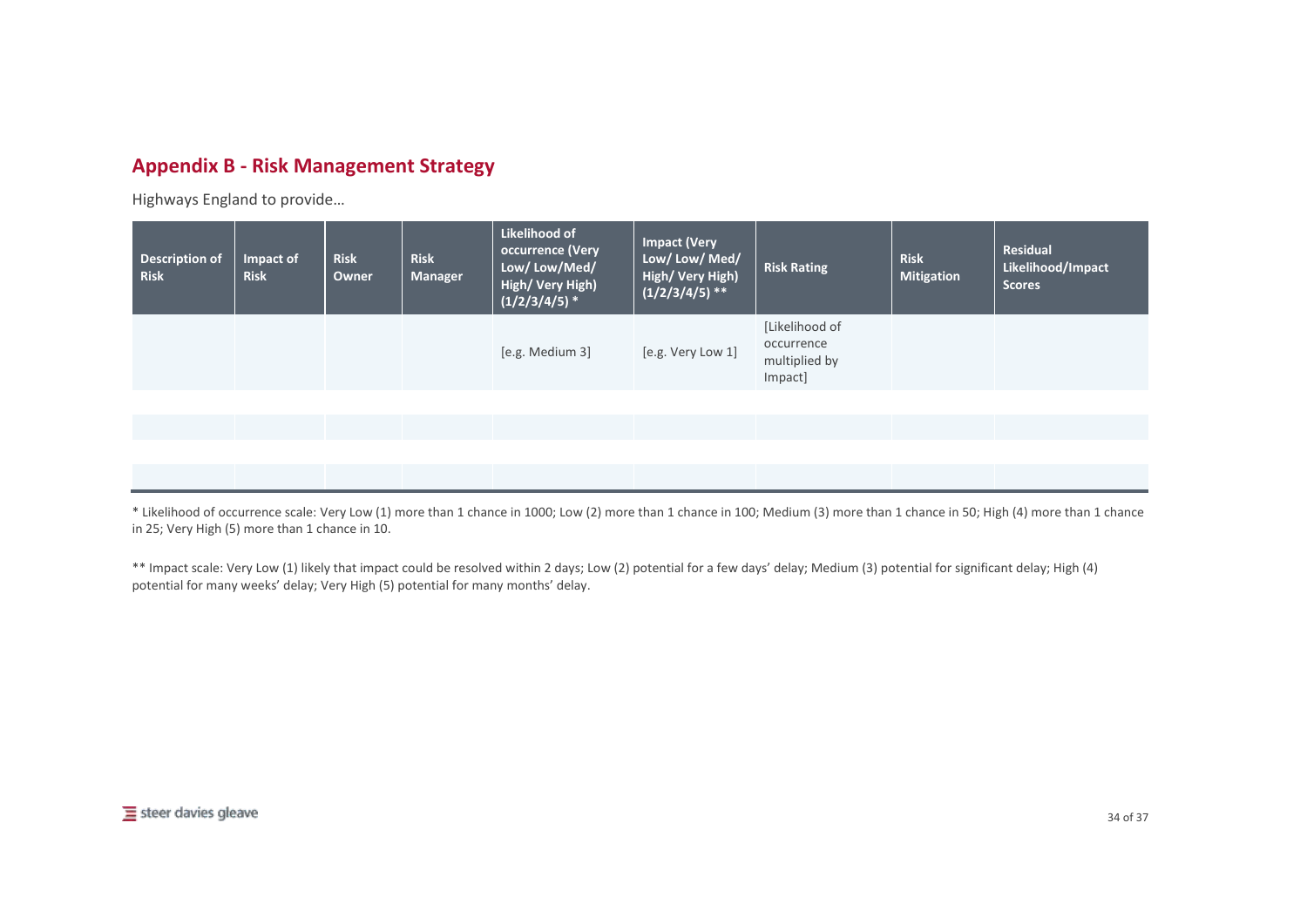## Appendix B - Risk Management Strategy

Highways England to provide…

| Description of Risk | Impact of Risk | Risk Owner | Risk Manager | Likelihood of occurrence (Very Low/ Low/Med/ High/ Very High) (1/2/3/4/5) * | Impact (Very Low/ Low/ Med/ High/ Very High) (1/2/3/4/5) ** | Risk Rating | Risk Mitigation | Residual Likelihood/Impact Scores |
|---|---|---|---|---|---|---|---|---|
| | | | | [e.g. Medium 3] | [e.g. Very Low 1] | [Likelihood of occurrence multiplied by Impact] | | |
| | | | | | | | | |
| | | | | | | | | |
| | | | | | | | | |
| | | | | | | | | |

* Likelihood of occurrence scale: Very Low (1) more than 1 chance in 1000; Low (2) more than 1 chance in 100; Medium (3) more than 1 chance in 50; High (4) more than 1 chance in 25; Very High (5) more than 1 chance in 10.

** Impact scale: Very Low (1) likely that impact could be resolved within 2 days; Low (2) potential for a few days' delay; Medium (3) potential for significant delay; High (4) potential for many weeks' delay; Very High (5) potential for many months' delay.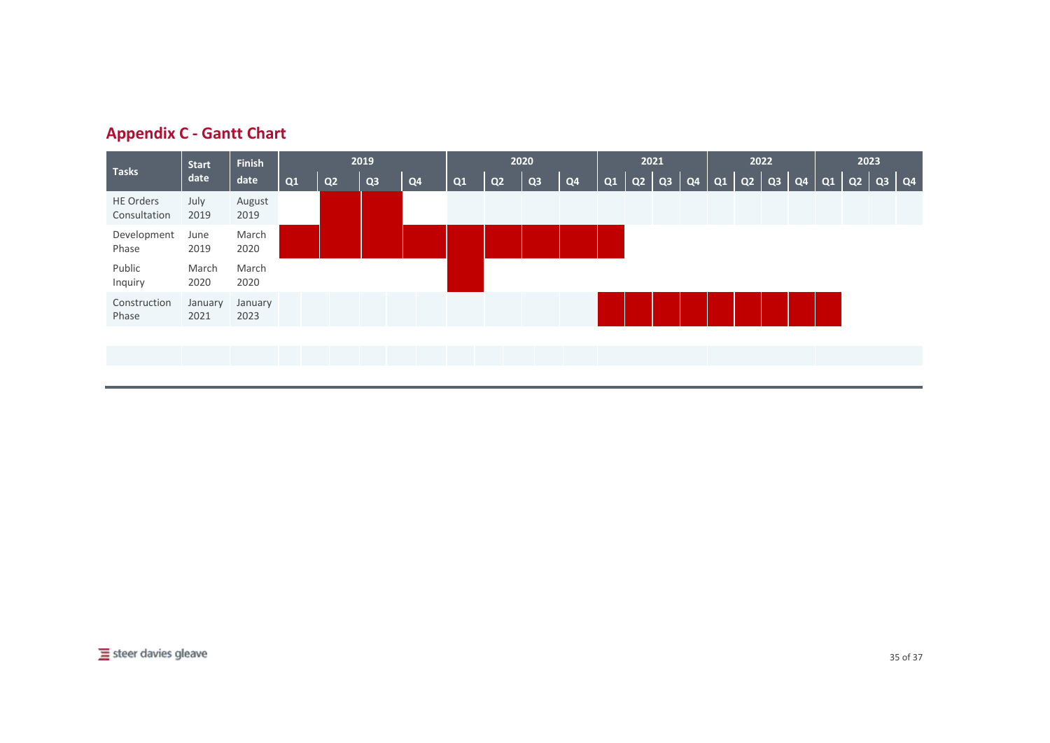## Appendix C - Gantt Chart

| Tasks | Start date | Finish date | 2019 | | | | 2020 | | | | 2021 | | | | 2022 | | | | 2023 | | | |
|---|---|---|---|---|---|---|---|---|---|---|---|---|---|---|---|---|---|---|---|---|---|---|
| | | | Q1 | Q2 | Q3 | Q4 | Q1 | Q2 | Q3 | Q4 | Q1 | Q2 | Q3 | Q4 | Q1 | Q2 | Q3 | Q4 | Q1 | Q2 | Q3 | Q4 |
| HE Orders Consultation | July 2019 | August 2019 | | ■ | ■ | | | | | | | | | | | | | | | | | |
| Development Phase | June 2019 | March 2020 | ■ | ■ | ■ | ■ | ■ | ■ | ■ | ■ | ■ | | | | | | | | | | | |
| Public Inquiry | March 2020 | March 2020 | | | | | ■ | | | | | | | | | | | | | | | |
| Construction Phase | January 2021 | January 2023 | | | | | | | | | ■ | ■ | ■ | ■ | ■ | ■ | ■ | ■ | ■ | | | |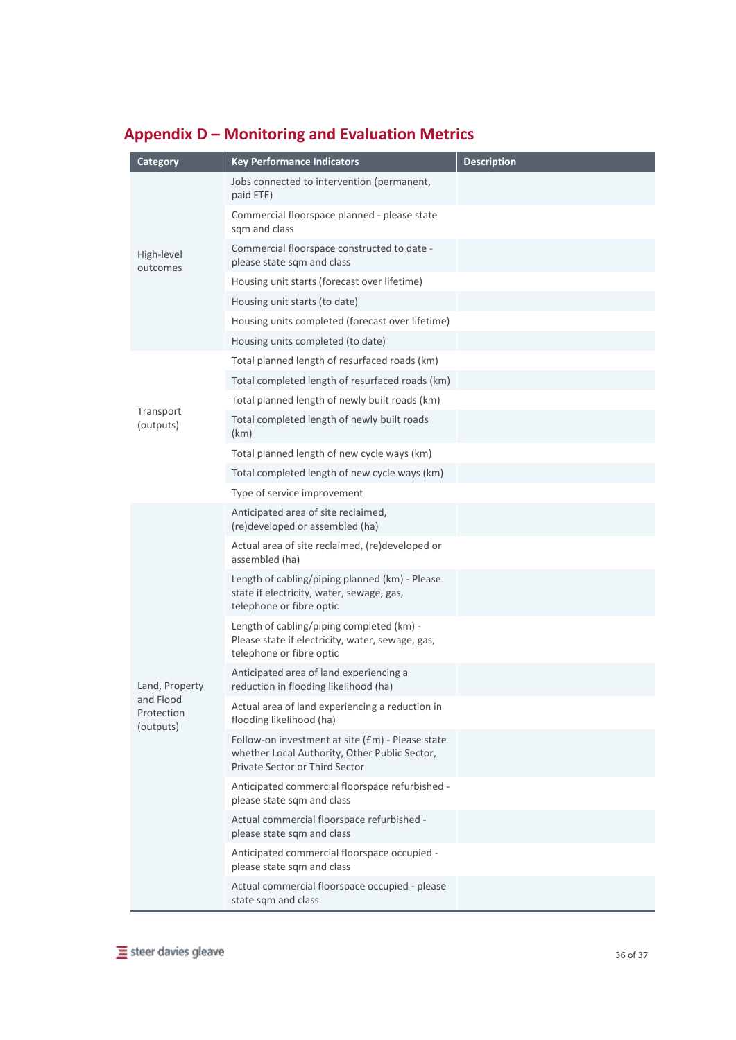# Appendix D – Monitoring and Evaluation Metrics

| Category | Key Performance Indicators | Description |
|---|---|---|
| High-level outcomes | Jobs connected to intervention (permanent, paid FTE) | |
| | Commercial floorspace planned - please state sqm and class | |
| | Commercial floorspace constructed to date - please state sqm and class | |
| | Housing unit starts (forecast over lifetime) | |
| | Housing unit starts (to date) | |
| | Housing units completed (forecast over lifetime) | |
| | Housing units completed (to date) | |
| Transport (outputs) | Total planned length of resurfaced roads (km) | |
| | Total completed length of resurfaced roads (km) | |
| | Total planned length of newly built roads (km) | |
| | Total completed length of newly built roads (km) | |
| | Total planned length of new cycle ways (km) | |
| | Total completed length of new cycle ways (km) | |
| | Type of service improvement | |
| Land, Property and Flood Protection (outputs) | Anticipated area of site reclaimed, (re)developed or assembled (ha) | |
| | Actual area of site reclaimed, (re)developed or assembled (ha) | |
| | Length of cabling/piping planned (km) - Please state if electricity, water, sewage, gas, telephone or fibre optic | |
| | Length of cabling/piping completed (km) - Please state if electricity, water, sewage, gas, telephone or fibre optic | |
| | Anticipated area of land experiencing a reduction in flooding likelihood (ha) | |
| | Actual area of land experiencing a reduction in flooding likelihood (ha) | |
| | Follow-on investment at site (£m) - Please state whether Local Authority, Other Public Sector, Private Sector or Third Sector | |
| | Anticipated commercial floorspace refurbished - please state sqm and class | |
| | Actual commercial floorspace refurbished - please state sqm and class | |
| | Anticipated commercial floorspace occupied - please state sqm and class | |
| | Actual commercial floorspace occupied - please state sqm and class | |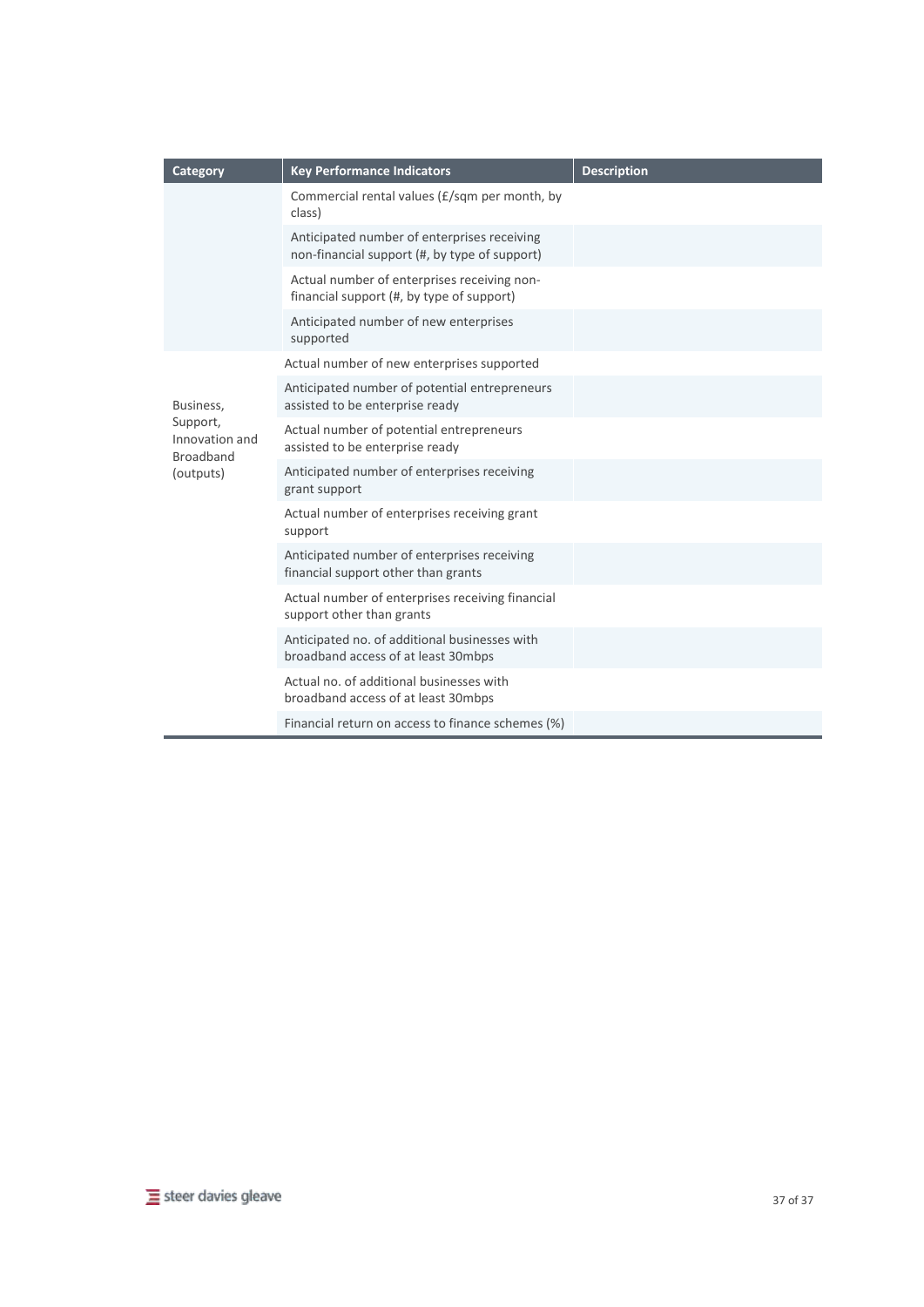| Category | Key Performance Indicators | Description |
|---|---|---|
| | Commercial rental values (£/sqm per month, by class) | |
| | Anticipated number of enterprises receiving non-financial support (#, by type of support) | |
| | Actual number of enterprises receiving non-financial support (#, by type of support) | |
| | Anticipated number of new enterprises supported | |
| Business, Support, Innovation and Broadband (outputs) | Actual number of new enterprises supported | |
| | Anticipated number of potential entrepreneurs assisted to be enterprise ready | |
| | Actual number of potential entrepreneurs assisted to be enterprise ready | |
| | Anticipated number of enterprises receiving grant support | |
| | Actual number of enterprises receiving grant support | |
| | Anticipated number of enterprises receiving financial support other than grants | |
| | Actual number of enterprises receiving financial support other than grants | |
| | Anticipated no. of additional businesses with broadband access of at least 30mbps | |
| | Actual no. of additional businesses with broadband access of at least 30mbps | |
| | Financial return on access to finance schemes (%) | |